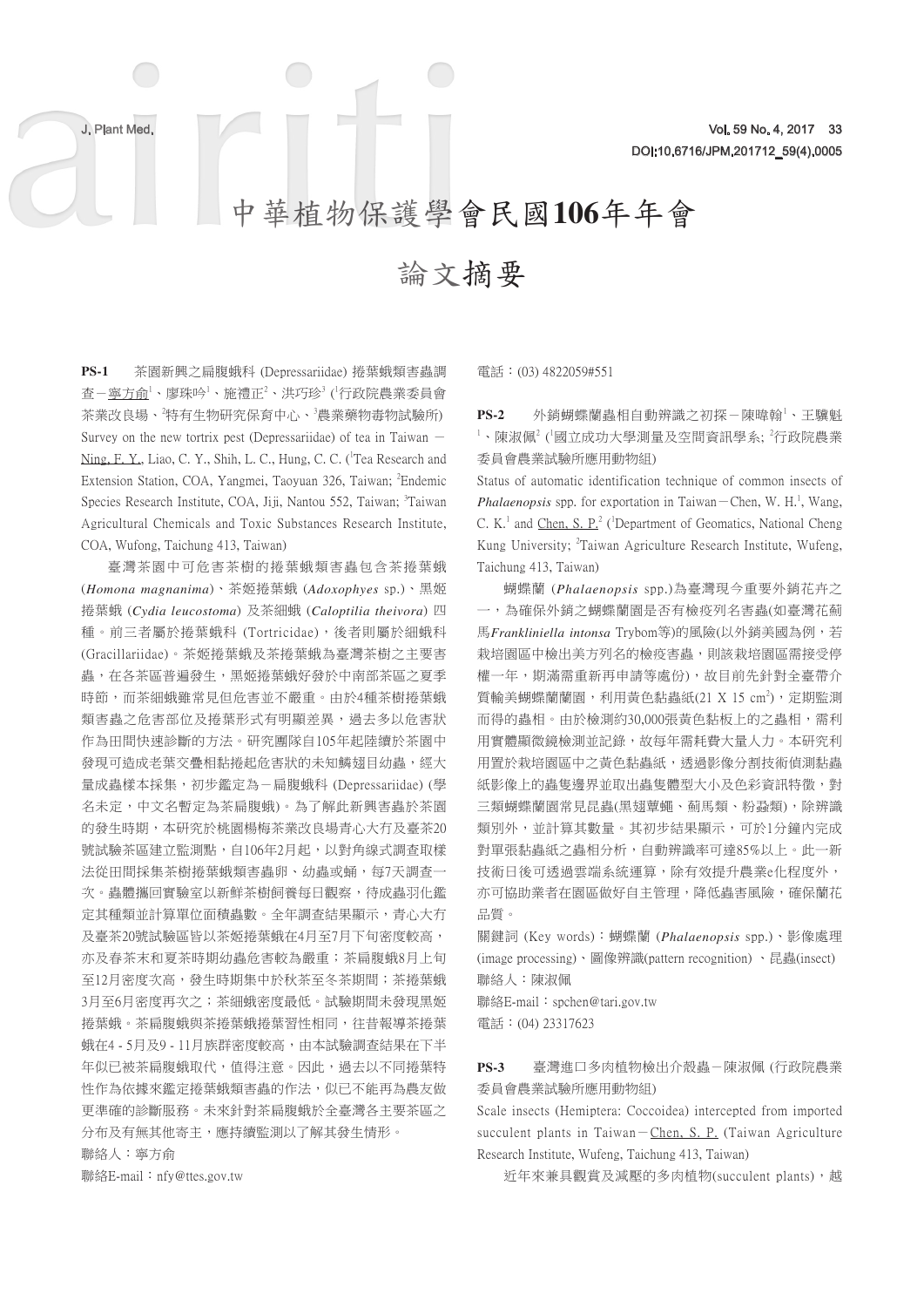# 中華植物保護學會民國106年年會

# 論文摘要

**PS-1**　茶園新興之扁腹蛾科 (Depressariidae) 捲葉蛾類害蟲調查－寧方俞[1]、廖珠吟[1]、施禮正[2]、洪巧珍[3] ([1]行政院農業委員會茶業改良場、[2]特有生物研究保育中心、[3]農業藥物毒物試驗所)
Survey on the new tortrix pest (Depressariidae) of tea in Taiwan － Ning, F. Y., Liao, C. Y., Shih, L. C., Hung, C. C. ([1]Tea Research and Extension Station, COA, Yangmei, Taoyuan 326, Taiwan; [2]Endemic Species Research Institute, COA, Jiji, Nantou 552, Taiwan; [3]Taiwan Agricultural Chemicals and Toxic Substances Research Institute, COA, Wufong, Taichung 413, Taiwan)

臺灣茶園中可危害茶樹的捲葉蛾類害蟲包含茶捲葉蛾 (*Homona magnanima*)、茶姬捲葉蛾 (*Adoxophyes* sp.)、黑姬捲葉蛾 (*Cydia leucostoma*) 及茶細蛾 (*Caloptilia theivora*) 四種。前三者屬於捲葉蛾科 (Tortricidae)，後者則屬於細蛾科 (Gracillariidae)。茶姬捲葉蛾及茶捲葉蛾為臺灣茶樹之主要害蟲，在各茶區普遍發生，黑姬捲葉蛾好發於中南部茶區之夏季時節，而茶細蛾雖常見但危害並不嚴重。由於4種茶樹捲葉蛾類害蟲之危害部位及捲葉形式有明顯差異，過去多以危害狀作為田間快速診斷的方法。研究團隊自105年起陸續於茶園中發現可造成老葉交疊相黏捲起危害狀的未知鱗翅目幼蟲，經大量成蟲樣本採集，初步鑑定為一扁腹蛾科 (Depressariidae) (學名未定，中文名暫定為茶扁腹蛾)。為了解此新興害蟲於茶園的發生時期，本研究於桃園楊梅茶改良場青心大冇及臺茶20號試驗茶區建立監測點，自106年2月起，以對角線式調查取樣法從田間採集茶樹捲葉蛾類害蟲卵、幼蟲或蛹，每7天調查一次。蟲體攜回實驗室以新鮮茶樹飼養每日觀察，待成蟲羽化鑑定其種類並計算單位面積蟲數。全年調查結果顯示，青心大冇及臺茶20號試驗區皆以茶姬捲葉蛾在4月至7月下旬密度較高，亦及春茶末和夏茶時期幼蟲危害較為嚴重；茶扁腹蛾8月上旬至12月密度次高，發生時期集中於秋茶至冬茶期間；茶捲葉蛾3月至6月密度再次之；茶細蛾密度最低。試驗期間未發現黑姬捲葉蛾。茶扁腹蛾與茶捲葉蛾捲葉習性相同，往昔報導茶捲葉蛾在4 - 5月及9 - 11月族群密度較高，由本試驗調查結果在下半年似已被茶扁腹蛾取代，值得注意。因此，過去以不同捲葉特性作為依據來鑑定捲葉蛾類害蟲的作法，似已不能再為農友做更準確的診斷服務。未來針對茶扁腹蛾於全臺灣各主要茶區之分布及有無其他寄主，應持續監測以了解其發生情形。

聯絡人：寧方俞
聯絡E-mail：nfy@ttes.gov.tw
電話：(03) 4822059#551

**PS-2**　外銷蝴蝶蘭蟲相自動辨識之初探－陳暐翰[1]、王驥魁[1]、陳淑佩[2] ([1]國立成功大學測量及空間資訊學系; [2]行政院農業委員會農業試驗所應用動物組)
Status of automatic identification technique of common insects of *Phalaenopsis* spp. for exportation in Taiwan－Chen, W. H.[1], Wang, C. K.[1] and Chen, S. P.[2] ([1]Department of Geomatics, National Cheng Kung University; [2]Taiwan Agriculture Research Institute, Wufeng, Taichung 413, Taiwan)

蝴蝶蘭 (*Phalaenopsis* spp.)為臺灣現今重要外銷花卉之一，為確保外銷之蝴蝶蘭園是否有檢疫列名害蟲(如臺灣花薊馬*Frankliniella intonsa* Trybom等)的風險(以外銷美國為例，若栽培園區中檢出美方列名的檢疫害蟲，則該栽培園區需接受停權一年，期滿需重新再申請等處份)，故目前先針對全臺帶介質輸美蝴蝶蘭園，利用黃色黏蟲紙(21 X 15 $cm^2$)，定期監測而得的蟲相。由於檢測約30,000張黃色黏板上的之蟲相，需利用實體顯微鏡檢測並記錄，故每年需耗費大量人力。本研究利用置於栽培園區中之黃色黏蟲紙，透過影像分割技術偵測黏蟲紙影像上的蟲隻邊界並取出蟲隻體型大小及色彩資訊特徵，對三類蝴蝶蘭園常見昆蟲(黑翅蕈蠅、薊馬類、粉蝨類)，除辨識類別外，並計算其數量。其初步結果顯示，可於1分鐘內完成對單張黏蟲紙之蟲相分析，自動辨識率可達85%以上。此一新技術日後可透過雲端系統運算，除有效提升農業e化程度外，亦可協助業者在園區做好自主管理，降低蟲害風險，確保蘭花品質。

關鍵詞 (Key words)：蝴蝶蘭 (*Phalaenopsis* spp.)、影像處理 (image processing)、圖像辨識(pattern recognition) 、昆蟲(insect)
聯絡人：陳淑佩
聯絡E-mail：spchen@tari.gov.tw
電話：(04) 23317623

**PS-3**　臺灣進口多肉植物檢出介殼蟲－陳淑佩 (行政院農業委員會農業試驗所應用動物組)
Scale insects (Hemiptera: Coccoidea) intercepted from imported succulent plants in Taiwan－Chen, S. P. (Taiwan Agriculture Research Institute, Wufeng, Taichung 413, Taiwan)

近年來兼具觀賞及減壓的多肉植物(succulent plants)，越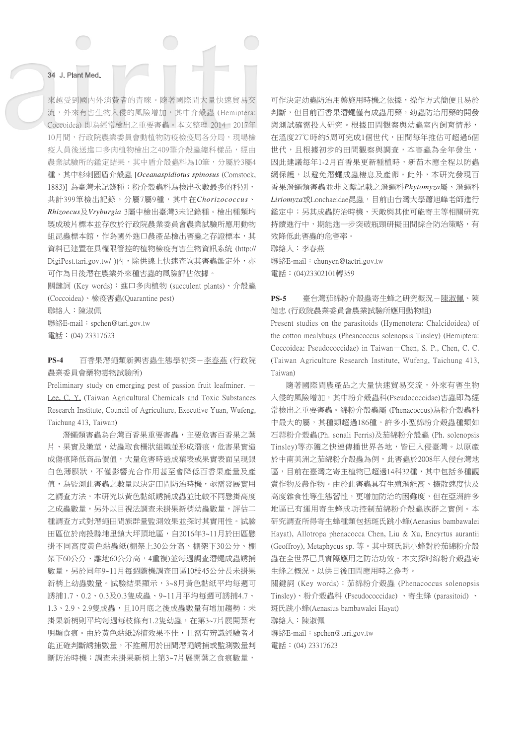來越受到國內外消費者的青睞。隨著國際間大量快速貿易交流，外來有害生物入侵的風險增加，其中介殼蟲 (Hemiptera: Coccoidea) 即為經常檢出之重要害蟲。本文整理 2014 - 2017年10月間，行政院農業委員會動植物防疫檢疫局各分局，現場檢疫人員後送進口多肉植物檢出之409筆介殼蟲總科樣品，經由農業試驗所的鑑定結果，其中盾介殼蟲科為10筆，分屬於3屬4種，其中長刺圓盾介殼蟲 [*Oceanaspidiotus spinosus* (Comstock, 1883)] 為臺灣未記錄種；粉介殼蟲科為檢出次數最多的科別，共計399筆檢出記錄，分屬7屬9種，其中在*Chorizococcus*、*Rhizoecus*及*Vryburgia* 3屬中檢出臺灣3未記錄種。檢出種類均製成玻片標本並存放於行政院農業委員會農業試驗所應用動物組昆蟲標本館，作為國外進口農產品檢出害蟲之存證標本，其資料已建置在具權限管控的植物檢疫有害生物資訊系統 (http://DigiPest.tari.gov.tw/ )內，除供線上快速查詢其害蟲鑑定外，亦可作為日後潛在農業外來種害蟲的風險評估依據。

關鍵詞 (Key words)：進口多肉植物 (succulent plants)、介殼蟲 (Coccoidea)、檢疫害蟲(Quarantine pest)

聯絡人：陳淑佩

聯絡E-mail：spchen@tari.gov.tw

電話：(04) 23317623

**PS-4** 百香果潛蠅類新興害蟲生態學初探－<u>李春燕</u> (行政院農業委員會農業藥物毒物試驗所)

Preliminary study on emerging pest of passion fruit leafminer. － <u>Lee, C. Y.</u> (Taiwan Agricultural Chemicals and Toxic Substances Research Institute, Council of Agriculture, Executive Yuan, Wufeng, Taichung 413, Taiwan)

潛蠅類害蟲為台灣百香果重要害蟲，主要危害百香果之葉片、果實及嫩莖，幼蟲取食柵狀組織並形成潛痕，危害果實造成傷痕降低商品價值，大量危害時造成葉表或果實表面呈現銀白色薄膜狀，不僅影響光合作用甚至會降低百香果產量及產值，為監測此害蟲之數量以決定田間防治時機，亟需發展實用之調查方法。本研究以黃色黏紙誘捕成蟲並比較不同懸掛高度之成蟲數量，另外以目視法調查未掛果新梢幼蟲數量，評估二種調查方式對潛蠅田間族群量監測效果並探討其實用性。試驗田區位於南投縣埔里鎮大坪頂地區，自2016年3~11月於田區懸掛不同高度黃色黏蟲紙(棚架上30公分高、棚架下30公分、棚架下60公分、離地60公分高，4重複)並每週調查潛蠅成蟲誘捕數量，另於同年9~11月每週隨機調查田區10枝45公分長未掛果新梢上幼蟲數量。試驗結果顯示，3~8月黃色黏紙平均每週可誘捕1.7、0.2、0.3及0.3隻成蟲、9~11月平均每週可誘捕4.7、1.3、2.9、2.9隻成蟲，且10月底之後成蟲數量有增加趨勢；未掛果新梢則平均每週每枝條有1.2隻幼蟲，在第3~7片展開葉有明顯食痕。由於黃色黏紙誘捕效果不佳，且需有辨識經驗者才能正確判斷誘捕數量，不推薦用於田間潛蠅誘捕或監測數量判斷防治時機；調查未掛果新梢上第3~7片展開葉之食痕數量，可作決定幼蟲防治用藥施用時機之依據，操作方式簡便且易於判斷，但目前百香果潛蠅僅有成蟲用藥，幼蟲防治用藥的開發與測試確需投入研究。根據田間觀察與幼蟲室內飼育情形，在溫度27℃時約5周可完成1個世代，田間每年推估可超過6個世代，且根據初步的田間觀察與調查，本害蟲為全年發生，因此建議每年1-2月百香果更新種植時，新苗木應全程以防蟲網保護，以避免潛蠅成蟲棲息及產卵。此外，本研究發現百香果潛蠅類害蟲並非文獻記載之潛蠅科*Phytomyza*屬、潛蠅科*Liriomyza*或Lonchaeidae昆蟲，目前由台灣大學蕭旭峰老師進行鑑定中；另其成蟲防治時機、天敵與其他可能寄主等相關研究持續進行中，期能進一步突破瓶頸研擬田間綜合防治策略，有效降低此害蟲的危害率。

聯絡人：李春燕

聯絡E-mail：chunyen@tactri.gov.tw

電話：(04)23302101轉359

**PS-5** 臺台灣茄綿粉介殼蟲寄生蜂之研究概況－<u>陳淑佩</u>、陳健忠 (行政院農業委員會農業試驗所應用動物組)

Present studies on the parasitoids (Hymenotera: Chalcidoidea) of the cotton mealybugs (Pheancoccus solenopsis Tinsley) (Hemiptera: Coccoidea: Pseudococcidae) in Taiwan－Chen, S. P., Chen, C. C. (Taiwan Agriculture Research Institute, Wufeng, Taichung 413, Taiwan)

隨著國際間農產品之大量快速貿易交流，外來有害生物入侵的風險增加，其中粉介殼蟲科(Pseudococcidae)害蟲即為經常檢出之重要害蟲。綿粉介殼蟲屬 (Phenacoccus)為粉介殼蟲科中最大的屬，其種類超過186種。許多小型綿粉介殼蟲種類如石蒜粉介殼蟲(Ph. sonali Ferris)及茄綿粉介殼蟲 (Ph. solenopsis Tinsley)等亦隨之快速傳播世界各地，皆已入侵臺灣。以原產於中南美洲之茄綿粉介殼蟲為例，此害蟲於2008年入侵台灣地區，目前在臺灣之寄主植物已超過14科32種，其中包括多種觀賞作物及農作物。由於此害蟲具有生殖潛能高、擴散速度快及高度雜食性等生態習性，更增加防治的困難度，但在亞洲許多地區已有運用寄生蜂成功控制茄綿粉介殼蟲族群之實例。本研究調查所得寄生蜂種類包括斑氏跳小蜂(Aenasius bambawalei Hayat), Allotropa phenacocca Chen, Liu & Xu, Encyrtus aurantii (Geoffroy), Metaphycus sp. 等。其中斑氏跳小蜂對於茄綿粉介殼蟲在全世界已具實際應用之防治功效。本文探討綿粉介殼蟲寄生蜂之概況，以供日後田間應用時之參考。

關鍵詞 (Key words)：茄綿粉介殼蟲 (Phenacoccus solenopsis Tinsley)、粉介殼蟲科 (Pseudococcidae) 、寄生蜂 (parasitoid) 、斑氏跳小蜂(Aenasius bambawalei Hayat)

聯絡人：陳淑佩

聯絡E-mail：spchen@tari.gov.tw

電話：(04) 23317623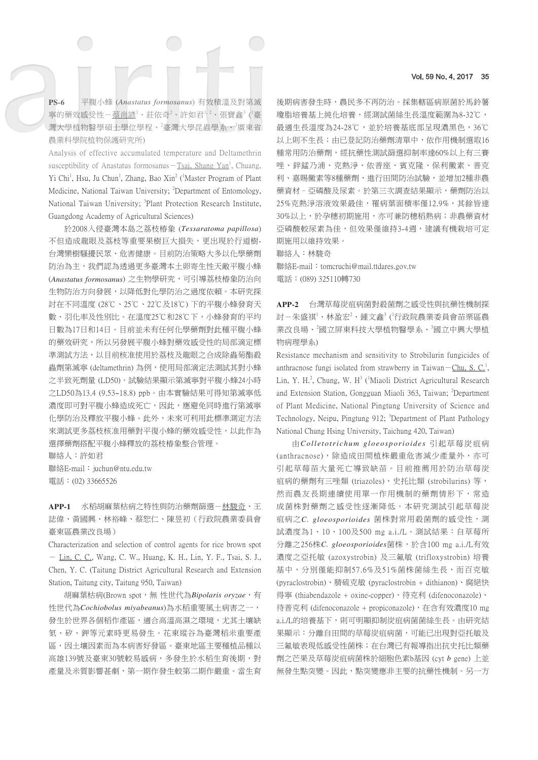**PS-6**　平腹小蜂 (*Anastatus formosanus*) 有效積溫及對第滅寧的藥效感受性－蔡尚諺[1]、莊依奇[2]、許如君[1, 2]、張寶鑫[3] ([1]臺灣大學植物醫學碩士學位學程、[2]臺灣大學昆蟲學系、[3]廣東省農業科學院植物保護研究所)

Analysis of effective accumulated temperature and Deltamethrin susceptibility of Anastatus formosanus－Tsai, Shang Yan[1], Chuang, Yi Chi[1], Hsu, Ju Chun[1], Zhang, Bao Xin[2] ([1]Master Program of Plant Medicine, National Taiwan University; [2]Department of Entomology, National Taiwan University; [3]Plant Protection Research Institute, Guangdong Academy of Agricultural Sciences)

於2008入侵臺灣本島之荔枝椿象 (*Tessaratoma papillosa*) 不但造成龍眼及荔枝等重要果樹巨大損失，更出現於行道樹-台灣欒樹騷擾民眾、危害健康。目前防治策略大多以化學藥劑防治為主，我們認為透過更多臺灣本土卵寄生性天敵平腹小蜂 (*Anastatus formosanus*) 之生物學研究，可引導荔枝椿象防治向生物防治方向發展，以降低對化學防治之過度依賴。本研究探討在不同溫度 (28℃、25℃、22℃及18℃) 下的平腹小蜂發育天數、羽化率及性別比。在溫度25℃和28℃下，小蜂發育的平均日數為17日和14日。目前並未有任何化學藥劑對此種平腹小蜂的藥效研究，所以另發展平腹小蜂對藥效感受性的局部滴定標準測試方法，以目前核准使用於荔枝及龍眼之合成除蟲菊酯殺蟲劑第滅寧 (deltamethrin) 為例，使用局部滴定法測試其對小蜂之半致死劑量 (LD50)。試驗結果顯示第滅寧對平腹小蜂24小時之LD50為13.4 (9.53~18.8) ppb。由本實驗結果可得知第滅寧低濃度即可對平腹小蜂造成死亡，因此，應避免同時進行第滅寧化學防治及釋放平腹小蜂。此外，未來可利用此標準測定方法來測試更多荔枝核准用藥對平復小蜂的藥效感受性，以此作為選擇藥劑搭配平腹小蜂釋放的荔枝椿象整合管理。

聯絡人：許如君

聯絡E-mail：juchun@ntu.edu.tw

電話：(02) 33665526

**APP-1**　水稻胡麻葉枯病之特性與防治藥劑篩選－林駿奇、王誌偉、黃國興、林裕峰、蔡恕仁、陳昱初（行政院農業委員會臺東區農業改良場）

Characterization and selection of control agents for rice brown spot － Lin, C. C., Wang, C. W., Huang, K. H., Lin, Y. F., Tsai, S. J., Chen, Y. C. (Taitung District Agricultural Research and Extension Station, Taitung city, Taitung 950, Taiwan)

胡麻葉枯病(Brown spot，無 性世代為*Bipolaris oryzae*，有性世代為*Cochiobolus miyabeanus*)為水稻重要風土病害之一，發生於世界各個稻作產區，適合高溫高濕之環境，尤其土壤缺氮、矽、鉀等元素時更易發生。花東縱谷為臺灣稻米重要產區，因土壤因素而為本病害好發區。臺東地區主要種植品種以高雄139號及臺東30號較易感病，多發生於水稻生育後期，對產量及米質影響甚劇，第一期作發生較第二期作嚴重。當生育後期病害發生時，農民多不再防治。採集轄區病原菌於馬鈴薯瓊脂培養基上純化培養，經測試菌絲生長溫度範圍為8-32℃，最適生長溫度為24-28℃，並於培養基底部呈現濃黑色，36℃以上則不生長；由已登記防治藥劑清單中，依作用機制選取16種常用防治藥劑，經抗藥性測試篩選抑制率達60%以上有三賽唑、鋅錳乃浦、克熱淨、依普座、賓克隆、保利黴素、普克利、嘉賜黴素等8種藥劑，進行田間防治試驗，並增加2種非農藥資材－亞磷酸及尿素。於第三次調查結果顯示，藥劑防治以25%克熱淨溶液效果最佳，罹病葉面積率僅12.9%，其餘皆達30%以上，於孕穗初期施用，亦可兼防稻熱病；非農藥資材亞磷酸較尿素為佳，但效果僅維持3-4週，建議有機栽培可定期施用以維持效果。

聯絡人：林駿奇

聯絡E-mail：tomcruchi@mail.ttdares.gov.tw

電話：(089) 325110轉730

**APP-2**　台灣草莓炭疽病菌對殺菌劑之感受性與抗藥性機制探討－朱盛祺[1]、林盈宏[2]、鍾文鑫[3] ([1]行政院農業委員會苗栗區農業改良場、[2]國立屏東科技大學植物醫學系、[3]國立中興大學植物病理學系)

Resistance mechanism and sensitivity to Strobilurin fungicides of anthracnose fungi isolated from strawberry in Taiwan－Chu, S. C.[1], Lin, Y. H.[2], Chung, W. H[3] ([1]Miaoli District Agricultural Research and Extension Station, Gongguan Miaoli 363, Taiwan; [2]Department of Plant Medicine, National Pingtung University of Science and Technology, Neipu, Pingtung 912; [3]Department of Plant Pathology National Chung Hsing University, Taichung 420, Taiwan)

由*Colletotrichum gloeosporioides* 引起草莓炭疽病 (anthracnose)，除造成田間植株嚴重危害減少產量外，亦可引起草莓苗大量死亡導致缺苗。目前推薦用於防治草莓炭疽病的藥劑有三唑類 (triazoles)、史托比類 (strobilurins) 等，然而農友長期連續使用單一作用機制的藥劑情形下，常造成菌株對藥劑之感受性逐漸降低。本研究測試引起草莓炭疽病之*C. gloeosporioides* 菌株對常用殺菌劑的感受性，測試濃度為1、10、100及500 mg a.i./L。測試結果：自草莓所分離之256株*C. gloeosporioides*菌株，於含100 mg a.i./L有效濃度之亞托敏 (azoxystrobin) 及三氟敏 (trifloxystrobin) 培養基中，分別僅能抑制57.6%及51%菌株菌絲生長，而百克敏 (pyraclostrobin)、腈硫克敏 (pyraclostrobin + dithianon)、腐絕快得寧 (thiabendazole + oxine-copper)、待克利 (difenoconazole)、待普克利 (difenoconazole + propiconazole)，在含有效濃度10 mg a.i./L的培養基下，則可明顯抑制炭疽病菌菌絲生長。由研究結果顯示：分離自田間的草莓炭疽病菌，可能已出現對亞托敏及三氟敏表現低感受性菌株；在台灣已有報導指出抗史托比類藥劑之芒果及草莓炭疽病菌株於細胞色素b基因 (cyt *b* gene) 上並無發生點突變。因此，點突變應非主要的抗藥性機制。另一方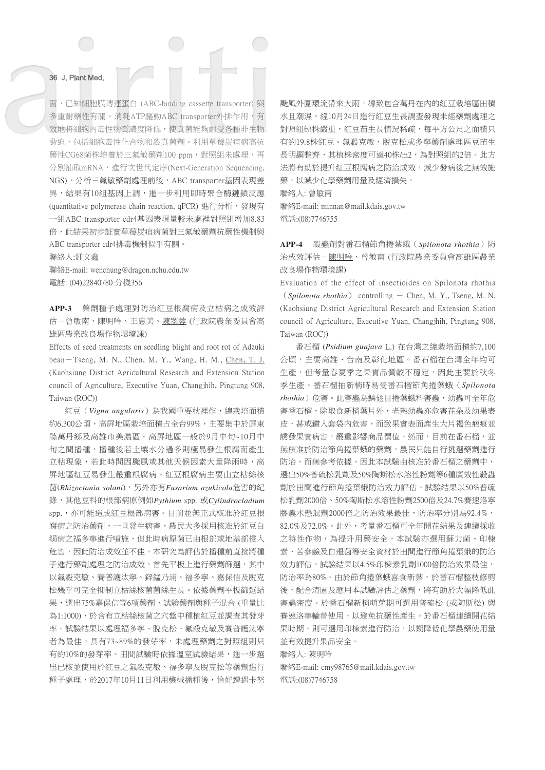面，已知細胞膜轉運蛋白 (ABC-binding cassette transporter) 與多重耐藥性有關。消耗ATP驅動ABC transporter外排作用，有效地將細胞內毒性物質濃度降低，使真菌能夠耐受各種非生物脅迫，包括細胞毒性化合物和殺真菌劑。利用草莓炭疽病高抗藥性CG68菌株培養於三氟敏藥劑100 ppm，對照組未處理，再分別抽取mRNA，進行次世代定序(Next-Generation Sequencing, NGS)，分析三氟敏藥劑處理前後，ABC transporter基因表現差異，結果有10組基因上調，進一步利用即時聚合酶鏈鎖反應 (quantitative polymerase chain reaction, qPCR) 進行分析，發現有一組ABC transporter cdr4基因表現量較未處裡對照組增加8.83倍，此結果初步証實草莓炭疽病菌對三氟敏藥劑抗藥性機制與ABC transporter cdr4排毒機制似乎有關。

聯絡人:鍾文鑫

聯絡E-mail: wenchung@dragon.nchu.edu.tw

電話: (04)22840780 分機356

**APP-3** 藥劑種子處理對防治紅豆根腐病及立枯病之成效評估－曾敏南、陳明吟、王惠美、陳翠蓉 (行政院農業委員會高雄區農業改良場作物環境課)

Effects of seed treatments on seedling blight and root rot of Adzuki bean－Tseng, M. N., Chen, M. Y., Wang, H. M., Chen, T. J. (Kaohsiung District Agricultural Research and Extension Station council of Agriculture, Executive Yuan, Changjhih, Pingtung 908, Taiwan (ROC))

紅豆（*Vigna angularis*）為我國重要秋裡作，總栽培面積約6,300公頃，高屏地區栽培面積占全台99%，主要集中於屏東縣萬丹鄉及高雄市美濃區。高屏地區一般於9月中旬~10月中旬之間播種，播種後若土壤水分過多則極易發生根腐而產生立枯現象，若此時間因颱風或其他天候因素大量降雨時，高屏地區紅豆易發生嚴重根腐病。紅豆根腐病主要由立枯絲核菌(*Rhizoctonia solani*)，另外亦有*Fusarium azukicola*危害的紀錄，其他豆科的根部病原例如*Pythium* spp. 或*Cylindrocladium* spp.，亦可能造成紅豆根部病害。目前並無正式核准於紅豆根腐病之防治藥劑，一旦發生病害，農民大多採用核准於紅豆白絹病之福多寧進行噴施，但此時病原菌已由根部或地基部侵入危害，因此防治成效並不佳。本研究為評估於播種前直接將種子進行藥劑處理之防治成效，首先平板上進行藥劑篩選，其中以氟殺克敏、賽普護汰寧、鋅錳乃浦、福多寧、嘉保信及脫克松幾乎可完全抑制立枯絲核菌菌絲生長。依據藥劑平板篩選結果，選出75%嘉保信等6項藥劑，試驗藥劑與種子混合 (重量比為1:1000)，於含有立枯絲核菌之穴盤中種植紅豆並調查其發芽率。試驗結果以處理福多寧、脫克松、氟殺克敏及賽普護汰寧者為最佳，具有73~89%的發芽率，未處理藥劑之對照組則只有約10%的發芽率。田間試驗時依據溫室試驗結果，進一步選出已核並使用於紅豆之氟殺克敏、福多寧及脫克松等藥劑進行種子處理，於2017年10月11日利用機械播種後，恰好遭遇卡努颱風外圍環流帶來大雨，導致包含萬丹在內的紅豆栽培區田積水且潮濕。經10月24日進行紅豆生長調查發現未經藥劑處理之對照組缺株嚴重，紅豆苗生長情況稀疏，每平方公尺之面積只有約19.8株紅豆。氟殺克敏、脫克松或多寧藥劑處理區豆苗生長明顯整齊，其植株密度可達40株/m2，為對照組的2倍。此方法將有助於提升紅豆根腐病之防治成效，減少發病後之無效施藥，以減少化學藥劑用量及經濟損失。

聯絡人: 曾敏南

聯絡E-mail: minnan@mail.kdais.gov.tw

電話:(08)7746755

**APP-4** 殺蟲劑對番石榴節角捲葉蛾（*Spilonota rhothia*）防治成效評估－陳明吟、曾敏南 (行政院農業委員會高雄區農業改良場作物環境課)

Evaluation of the effect of insecticides on Spilonota rhothia（*Spilonota rhothia*） controlling － Chen, M. Y., Tseng, M. N. (Kaohsiung District Agricultural Research and Extension Station council of Agriculture, Executive Yuan, Changjhih, Pingtung 908, Taiwan (ROC))

番石榴 (*Psidium guajava* L.) 在台灣之總栽培面積約7,100公頃，主要高雄、台南及彰化地區。番石榴在台灣全年均可生產，但考量春夏季之果實品質較不穩定，因此主要於秋冬季生產。番石榴抽新梢時易受番石榴節角捲葉蛾（*Spilonota rhothia*）危害。此害蟲為鱗翅目捲葉蛾科害蟲，幼蟲可全年危害番石榴，除取食新梢葉片外，老熟幼蟲亦危害花朵及幼果表皮，甚或鑽入套袋內危害，而致果實表面產生大片褐色疤痕並誘發果實病害，嚴重影響商品價值。然而，目前在番石榴，並無核准於防治節角捲葉蛾的藥劑，農民只能自行挑選藥劑進行防治，而無參考依據。因此本試驗由核准於番石榴之藥劑中，選出50%普硫松乳劑及50%陶斯松水溶性粉劑等6種廣效性殺蟲劑於田間進行節角捲葉蛾防治效力評估。試驗結果以50%普硫松乳劑2000倍、50%陶斯松水溶性粉劑2500倍及24.7%賽速洛寧膠囊水懸混劑2000倍之防治效果最佳，防治率分別為92.4%、82.0%及72.0%。此外，考量番石榴可全年開花結果及連續採收之特性作物，為提升用藥安全，本試驗亦選用蘇力菌、印楝素、苦參鹼及白殭菌等安全資材於田間進行節角捲葉蛾的防治效力評估。試驗結果以4.5%印楝素乳劑1000倍防治效果最佳，防治率為80%。由於節角捲葉蛾喜食新葉，於番石榴整枝修剪後，配合清園及應用本試驗評估之藥劑，將有助於大幅降低此害蟲密度。於番石榴新梢萌芽期可選用普硫松 (或陶斯松) 與賽速洛寧輪替使用，以避免抗藥性產生。於番石榴連續開花結果時期，則可選用印楝素進行防治，以期降低化學農藥使用量並有效提升果品安全。

聯絡人: 陳明吟

聯絡E-mail: cmy98765@mail.kdais.gov.tw

電話:(08)7746758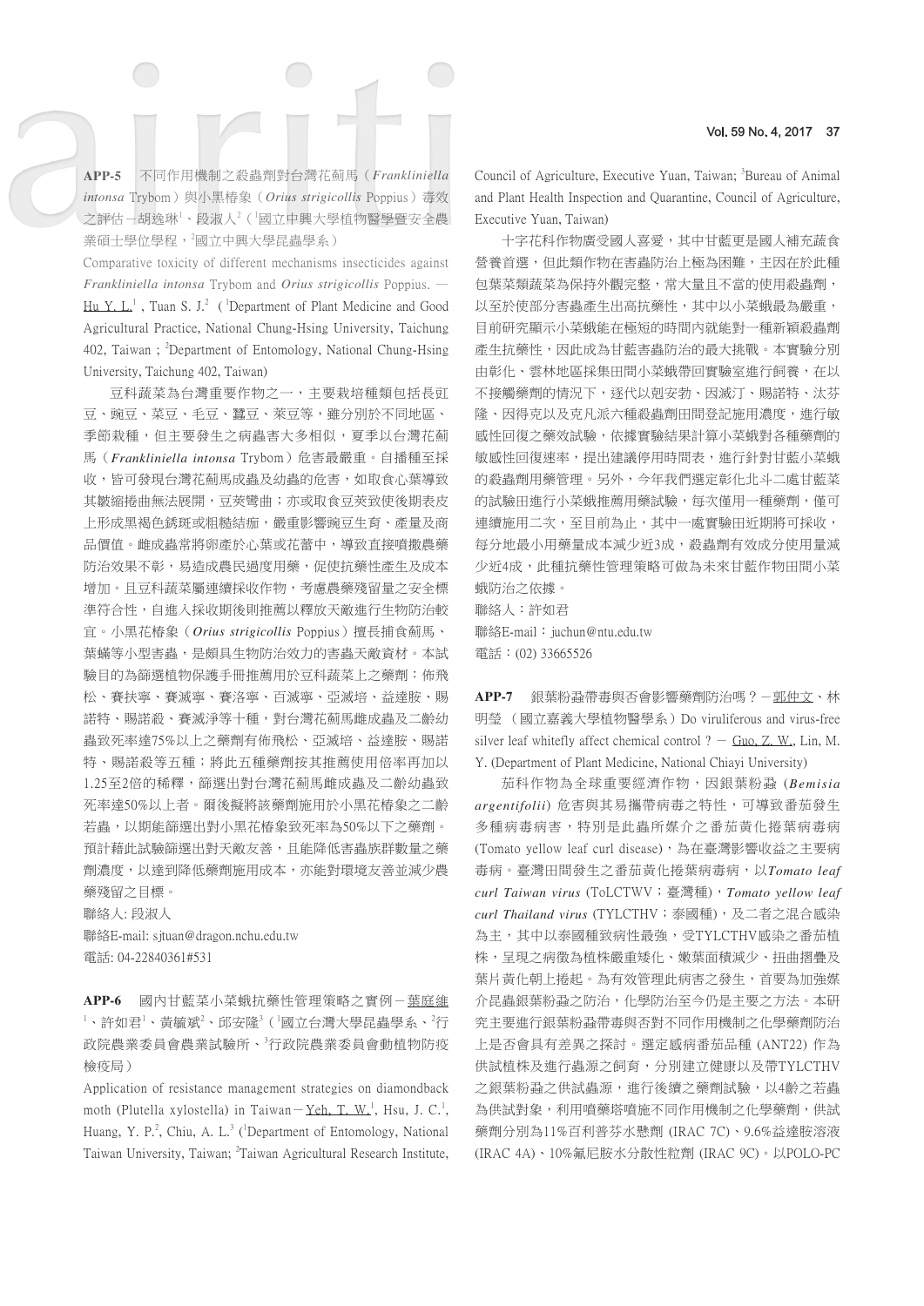**APP-5　不同作用機制之殺蟲劑對台灣花薊馬（*Frankliniella intonsa* Trybom）與小黑椿象（*Orius strigicollis* Poppius）毒效之評估－胡逸琳[1]、段淑人[2]（[1]國立中興大學植物醫學暨安全農業碩士學位學程，[2]國立中興大學昆蟲學系）**

Comparative toxicity of different mechanisms insecticides against ***Frankliniella intonsa*** **Trybom and** ***Orius strigicollis*** **Poppius.** － Hu Y. L.[1], Tuan S. J.[2]（[1]Department of Plant Medicine and Good Agricultural Practice, National Chung-Hsing University, Taichung 402, Taiwan ; [2]Department of Entomology, National Chung-Hsing University, Taichung 402, Taiwan)

豆科蔬菜為台灣重要作物之一，主要栽培種類包括長豇豆、豌豆、菜豆、毛豆、蠶豆、萊豆等，雖分別於不同地區、季節栽種，但主要發生之病蟲害大多相似，夏季以台灣花薊馬（*Frankliniella intonsa* Trybom）危害最嚴重。自播種至採收，皆可發現台灣花薊馬成蟲及幼蟲的危害，如取食心葉導致其皺縮捲曲無法展開，豆莢彎曲；亦或取食豆莢致使後期表皮上形成黑褐色銹斑或粗糙結痂，嚴重影響豌豆生育、產量及商品價值。雌成蟲常將卵產於心葉或花蕾中，導致直接噴撒農藥防治效果不彰，易造成農民過度用藥，促使抗藥性產生及成本增加。且豆科蔬菜屬連續採收作物，考慮農藥殘留量之安全標準符合性，自進入採收期後則推薦以釋放天敵進行生物防治較宜。小黑花椿象（*Orius strigicollis* Poppius）擅長捕食薊馬、葉蟎等小型害蟲，是頗具生物防治效力的害蟲天敵資材。本試驗目的為篩選植物保護手冊推薦用於豆科蔬菜上之藥劑：佈飛松、賽扶寧、賽滅寧、賽洛寧、百滅寧、亞滅培、益達胺、賜諾特、賜諾殺、賽滅淨等十種，對台灣花薊馬雌成蟲及二齡幼蟲致死率達75%以上之藥劑有佈飛松、亞滅培、益達胺、賜諾特、賜諾殺等五種；將此五種藥劑按其推薦使用倍率再加以1.25至2倍的稀釋，篩選出對台灣花薊馬雌成蟲及二齡幼蟲致死率達50%以上者。爾後擬將該藥劑施用於小黑花椿象之二齡若蟲，以期能篩選出對小黑花椿象致死率為50%以下之藥劑。預計藉此試驗篩選出對天敵友善，且能降低害蟲族群數量之藥劑濃度，以達到降低藥劑施用成本，亦能對環境友善並減少農藥殘留之目標。

聯絡人: 段淑人

聯絡E-mail: sjtuan@dragon.nchu.edu.tw

電話: 04-22840361#531

**APP-6　國內甘藍菜小菜蛾抗藥性管理策略之實例－葉庭維[1]、許如君[1]、黃毓斌[2]、邱安隆[3]（[1]國立台灣大學昆蟲學系、[2]行政院農業委員會農業試驗所、[3]行政院農業委員會動植物防疫檢疫局）**

Application of resistance management strategies on diamondback moth (Plutella xylostella) in Taiwan－Yeh, T. W.[1], Hsu, J. C.[1], Huang, Y. P.[2], Chiu, A. L.[3] ([1]Department of Entomology, National Taiwan University, Taiwan; [2]Taiwan Agricultural Research Institute, Council of Agriculture, Executive Yuan, Taiwan; [3]Bureau of Animal and Plant Health Inspection and Quarantine, Council of Agriculture, Executive Yuan, Taiwan)

十字花科作物廣受國人喜愛，其中甘藍更是國人補充蔬食營養首選，但此類作物在害蟲防治上極為困難，主因在於此種包葉菜類蔬菜為保持外觀完整，常大量且不當的使用殺蟲劑，以至於使部分害蟲產生出高抗藥性，其中以小菜蛾最為嚴重，目前研究顯示小菜蛾能在極短的時間內就能對一種新穎殺蟲劑產生抗藥性，因此成為甘藍害蟲防治的最大挑戰。本實驗分別由彰化、雲林地區採集田間小菜蛾帶回實驗室進行飼養，在以不接觸藥劑的情況下，逐代以剋安勃、因滅汀、賜諾特、汰芬隆、因得克以及克凡派六種殺蟲劑田間登記施用濃度，進行敏感性回復之藥效試驗，依據實驗結果計算小菜蛾對各種藥劑的敏感性回復速率，提出建議停用時間表，進行針對甘藍小菜蛾的殺蟲劑用藥管理。另外，今年我們選定彰化北斗二處甘藍菜的試驗田進行小菜蛾推薦用藥試驗，每次僅用一種藥劑，僅可連續施用二次，至目前為止，其中一處實驗田近期將可採收，每分地最小用藥量成本減少近3成，殺蟲劑有效成分使用量減少近4成，此種抗藥性管理策略可做為未來甘藍作物田間小菜蛾防治之依據。

聯絡人：許如君

聯絡E-mail：juchun@ntu.edu.tw

電話：(02) 33665526

**APP-7　銀葉粉蝨帶毒與否會影響藥劑防治嗎？－郭仲文、林明瑩（國立嘉義大學植物醫學系）Do viruliferous and virus-free silver leaf whitefly affect chemical control ?** － Guo, Z. W., Lin, M. Y. (Department of Plant Medicine, National Chiayi University)

茄科作物為全球重要經濟作物，因銀葉粉蝨 (*Bemisia argentifolii*) 危害與其易攜帶病毒之特性，可導致番茄發生多種病毒病害，特別是此蟲所媒介之番茄黃化捲葉病毒病 (Tomato yellow leaf curl disease)，為在臺灣影響收益之主要病毒病。臺灣田間發生之番茄黃化捲葉病毒病，以*Tomato leaf curl Taiwan virus* (ToLCTWV；臺灣種)，*Tomato yellow leaf curl Thailand virus* (TYLCTHV；泰國種)，及二者之混合感染為主，其中以泰國種致病性最強，受TYLCTHV感染之番茄植株，呈現之病徵為植株嚴重矮化、嫩葉面積減少、扭曲摺疊及葉片黃化朝上捲起。為有效管理此病害之發生，首要為加強媒介昆蟲銀葉粉蝨之防治，化學防治至今仍是主要之方法。本研究主要進行銀葉粉蝨帶毒與否對不同作用機制之化學藥劑防治上是否會具有差異之探討。選定感病番茄品種 (ANT22) 作為供試植株及進行蟲源之飼育，分別建立健康以及帶TYLCTHV之銀葉粉蝨之供試蟲源，進行後續之藥劑試驗，以4齡之若蟲為供試對象，利用噴藥塔噴施不同作用機制之化學藥劑，供試藥劑分別為11%百利普芬水懸劑 (IRAC 7C)、9.6%益達胺溶液 (IRAC 4A)、10%氟尼胺水分散性粒劑 (IRAC 9C)。以POLO-PC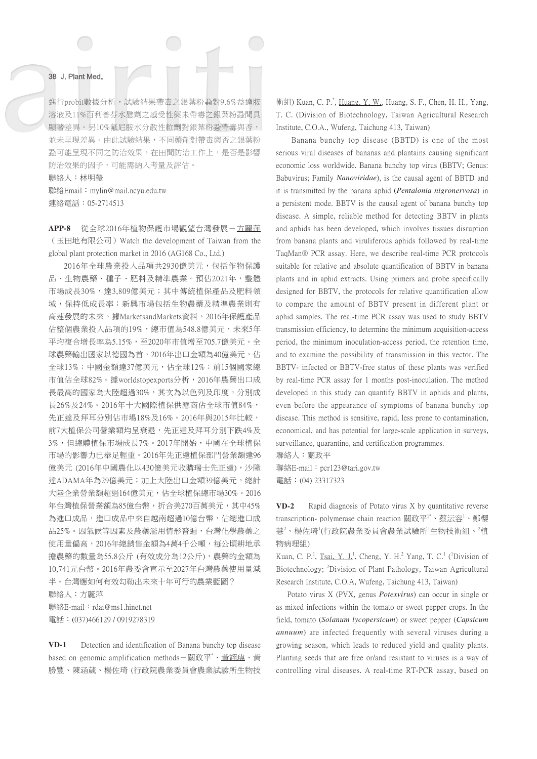進行probit數據分析，試驗結果帶毒之銀葉粉蝨對9.6%益達胺溶液及11%百利普芬水懸劑之感受性與未帶毒之銀葉粉蝨間具顯著差異。另10%氟尼胺水分散性粒劑對銀葉粉蝨帶毒與否，並未呈現差異。由此試驗結果，不同藥劑對帶毒與否之銀葉粉蝨可能呈現不同之防治效果，在田間防治工作上，是否是影響防治效果的因子，可能需納入考量及評估。

聯絡人：林明瑩

聯絡Email：mylin@mail.ncyu.edu.tw

連絡電話：05-2714513

**APP-8**　從全球2016年植物保護市場觀望台灣發展－方麗萍（玉田地有限公司）Watch the development of Taiwan from the global plant protection market in 2016 (AG168 Co., Ltd.)

2016年全球農業投入品項共2930億美元，包括作物保護品、生物農藥、種子、肥料及精準農業。預估2021年，整體市場成長30%，達3,809億美元；其中傳統植保產品及肥料領域，保持低成長率；新興市場包括生物農藥及精準農業則有高速發展的未來。據MarketsandMarkets資料，2016年保護產品佔整個農業投入品項的19%，總市值為548.8億美元，未來5年平均複合增長率為5.15%，至2020年市值增至705.7億美元。全球農藥輸出國家以德國為首，2016年出口金額為40億美元，佔全球13%；中國金額達37億美元，佔全球12%；前15個國家總市值佔全球82%。據worldstopexports分析，2016年農藥出口成長最高的國家為大陸超過30%，其次為以色列及印度，分別成長26%及24%。2016年十大國際植保供應商佔全球市值84%，先正達及拜耳分別佔市場18%及16%。2016年與2015年比較，前7大植保公司營業額均呈衰退，先正達及拜耳分別下跌4%及3%，但總體植保市場成長7%。2017年開始，中國在全球植保市場的影響力已舉足輕重。2016年先正達植保部門營業額達96億美元 (2016年中國農化以430億美元收購瑞士先正達)，沙隆達ADAMA年為29億美元；加上大陸出口金額39億美元，總計大陸企業營業額超過164億美元，佔全球植保總市場30%。2016年台灣植保營業額為85億台幣，折合美270百萬美元，其中45%為進口成品，進口成品中來自越南超過10億台幣，佔總進口成品25%。因氣候等因素及農藥濫用情形普遍，台灣化學農藥之使用量偏高，2016年總銷售金額為4萬4千公噸，每公頃耕地承擔農藥的數量為55.8公斤 (有效成分為12公斤)，農藥的金額為10,741元台幣。2016年農委會宣示至2027年台灣農藥使用量減半。台灣應如何有效勾勒出未來十年可行的農業藍圖？

聯絡人：方麗萍

聯絡E-mail：rdai@ms1.hinet.net

電話：(037)466129 / 0919278319

**VD-1**　Detection and identification of Banana bunchy top disease based on genomic amplification methods－關政平*、黃翊瑋、黃勝豐、陳涵葳、楊佐琦 (行政院農業委員會農業試驗所生物技術組) Kuan, C. P.*, Huang, Y. W., Huang, S. F., Chen, H. H., Yang, T. C. (Division of Biotechnology, Taiwan Agricultural Research Institute, C.O.A., Wufeng, Taichung 413, Taiwan)

Banana bunchy top disease (BBTD) is one of the most serious viral diseases of bananas and plantains causing significant economic loss worldwide. Banana bunchy top virus (BBTV; Genus: Babuvirus; Family ***Nanoviridae***), is the causal agent of BBTD and it is transmitted by the banana aphid (***Pentalonia nigronervosa***) in a persistent mode. BBTV is the causal agent of banana bunchy top disease. A simple, reliable method for detecting BBTV in plants and aphids has been developed, which involves tissues disruption from banana plants and viruliferous aphids followed by real-time TaqMan® PCR assay. Here, we describe real-time PCR protocols suitable for relative and absolute quantification of BBTV in banana plants and in aphid extracts. Using primers and probe specifically designed for BBTV, the protocols for relative quantification allow to compare the amount of BBTV present in different plant or aphid samples. The real-time PCR assay was used to study BBTV transmission efficiency, to determine the minimum acquisition-access period, the minimum inoculation-access period, the retention time, and to examine the possibility of transmission in this vector. The BBTV- infected or BBTV-free status of these plants was verified by real-time PCR assay for 1 months post-inoculation. The method developed in this study can quantify BBTV in aphids and plants, even before the appearance of symptoms of banana bunchy top disease. This method is sensitive, rapid, less prone to contamination, economical, and has potential for large-scale application in surveys, surveillance, quarantine, and certification programmes.

聯絡人：關政平

聯絡E-mail：pcr123@tari.gov.tw

電話：(04) 23317323

**VD-2**　Rapid diagnosis of Potato virus X by quantitative reverse transcription- polymerase chain reaction 關政平[1*]、蔡芸容[1]、鄭櫻慧[2]、楊佐琦[1](行政院農業委員會農業試驗所[1]生物技術組、[2]植物病理組)

Kuan, C. P.[1], Tsai, Y. J.[1], Cheng, Y. H.[2] Yang, T. C.[1] ([1]Division of Biotechnology; [2]Division of Plant Pathology, Taiwan Agricultural Research Institute, C.O.A, Wufeng, Taichung 413, Taiwan)

Potato virus X (PVX, genus ***Potexvirus***) can occur in single or as mixed infections within the tomato or sweet pepper crops. In the field, tomato (***Solanum lycopersicum***) or sweet pepper (***Capsicum annuum***) are infected frequently with several viruses during a growing season, which leads to reduced yield and quality plants. Planting seeds that are free or/and resistant to viruses is a way of controlling viral diseases. A real-time RT-PCR assay, based on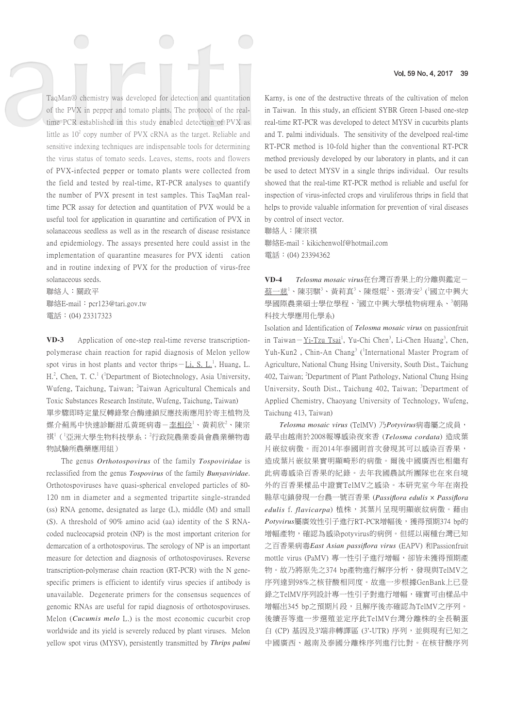TaqMan® chemistry was developed for detection and quantitation of the PVX in pepper and tomato plants. The protocol of the real-time PCR established in this study enabled detection of PVX as little as $10^2$ copy number of PVX cRNA as the target. Reliable and sensitive indexing techniques are indispensable tools for determining the virus status of tomato seeds. Leaves, stems, roots and flowers of PVX-infected pepper or tomato plants were collected from the field and tested by real-time, RT-PCR analyses to quantify the number of PVX present in test samples. This TaqMan real-time PCR assay for detection and quantitation of PVX would be a useful tool for application in quarantine and certification of PVX in solanaceous seedless as well as in the research of disease resistance and epidemiology. The assays presented here could assist in the implementation of quarantine measures for PVX identi cation and in routine indexing of PVX for the production of virus-free solanaceous seeds.

聯絡人：關政平

聯絡E-mail：pcr123@tari.gov.tw

電話：(04) 23317323

**VD-3** Application of one-step real-time reverse transcription-polymerase chain reaction for rapid diagnosis of Melon yellow spot virus in host plants and vector thrips－Li, S. L.[1], Huang, L. H.[2], Chen, T. C.[1] ([1]Department of Biotechnology, Asia University, Wufeng, Taichung, Taiwan; [2]Taiwan Agricultural Chemicals and Toxic Substances Research Institute, Wufeng, Taichung, Taiwan)

單步驟即時定量反轉錄聚合酶連鎖反應技術應用於寄主植物及媒介薊馬中快速診斷甜瓜黃斑病毒－李相伶[1]、黃莉欣[2]、陳宗祺[1]（[1]亞洲大學生物科技學系；[2]行政院農業委員會農業藥物毒物試驗所農藥應用組）

The genus *Orthotospovirus* of the family *Tospoviridae* is reclassified from the genus *Tospovirus* of the family *Bunyaviridae*. Orthotospoviruses have quasi-spherical enveloped particles of 80-120 nm in diameter and a segmented tripartite single-stranded (ss) RNA genome, designated as large (L), middle (M) and small (S). A threshold of 90% amino acid (aa) identity of the S RNA-coded nucleocapsid protein (NP) is the most important criterion for demarcation of a orthotospovirus. The serology of NP is an important measure for detection and diagnosis of orthotospoviruses. Reverse transcription-polymerase chain reaction (RT-PCR) with the N gene-specific primers is efficient to identify virus species if antibody is unavailable. Degenerate primers for the consensus sequences of genomic RNAs are useful for rapid diagnosis of orthotospoviruses. Melon (*Cucumis melo* L.) is the most economic cucurbit crop worldwide and its yield is severely reduced by plant viruses. Melon yellow spot virus (MYSV), persistently transmitted by *Thrips palmi* Karny, is one of the destructive threats of the cultivation of melon in Taiwan. In this study, an efficient SYBR Green I-based one-step real-time RT-PCR was developed to detect MYSV in cucurbits plants and T. palmi individuals. The sensitivity of the develpoed real-time RT-PCR method is 10-fold higher than the conventional RT-PCR method previously developed by our laboratory in plants, and it can be used to detect MYSV in a single thrips individual. Our results showed that the real-time RT-PCR method is reliable and useful for inspection of virus-infected crops and viruliferous thrips in field that helps to provide valuable information for prevention of viral diseases by control of insect vector.

聯絡人：陳宗祺

聯絡E-mail：kikichenwolf@hotmail.com

電話：(04) 23394362

**VD-4** *Telosma mosaic virus*在台灣百香果上的分離與鑑定－蔡一慈[1]、陳羽騏[3]、黃莉真[3]、陳煜焜[2]、張清安[3]（[1]國立中興大學國際農業碩士學位學程、[2]國立中興大學植物病理系、[3]朝陽科技大學應用化學系）

Isolation and Identification of *Telosma mosaic virus* on passionfruit in Taiwan－Yi-Tzu Tsai[1], Yu-Chi Chen[3], Li-Chen Huang[3], Chen, Yuh-Kun2 , Chin-An Chang[3] ([1]International Master Program of Agriculture, National Chung Hsing University, South Dist., Taichung 402, Taiwan; [2]Department of Plant Pathology, National Chung Hsing University, South Dist., Taichung 402, Taiwan; [3]Department of Applied Chemistry, Chaoyang University of Technology, Wufeng, Taichung 413, Taiwan)

*Telosma mosaic virus* (TelMV) 乃*Potyvirus*病毒屬之成員，最早由越南於2008報導感染夜來香 (*Telosma cordata*) 造成葉片嵌紋病徵。而2014年泰國則首次發現其可以感染百香果，造成葉片嵌紋果實明顯畸形的病徵。爾後中國廣西也相繼有此病毒感染百香果的紀錄。去年我國農試所團隊也在來自境外的百香果樣品中證實TelMV之感染。本研究室今年在南投縣草屯鎮發現一台農一號百香果 (*Passiflora edulis* × *Passiflora edulis* f. *flavicarpa*) 植株，其葉片呈現明顯嵌紋病徵。藉由*Potyvirus*屬廣效性引子進行RT-PCR增幅後，獲得預期374 bp的增幅產物，確認為感染potyvirus的病例。但經以兩種台灣已知之百香果病毒*East Asian passiflora virus* (EAPV) 和Passionfruit mottle virus (PaMV) 專一性引子進行增幅，卻皆未獲得預期產物。故乃將原先之374 bp產物進行解序分析，發現與TelMV之序列達到98%之核苷酸相同度。故進一步根據GenBank上已登錄之TelMV序列設計專一性引子對進行增幅，確實可由樣品中增幅出345 bp之預期片段，且解序後亦確認為TelMV之序列。後續吾等進一步選殖並定序此TelMV台灣分離株的全長鞘蛋白 (CP) 基因及3'端非轉譯區 (3'-UTR) 序列，並與現有已知之中國廣西、越南及泰國分離株序列進行比對。在核苷酸序列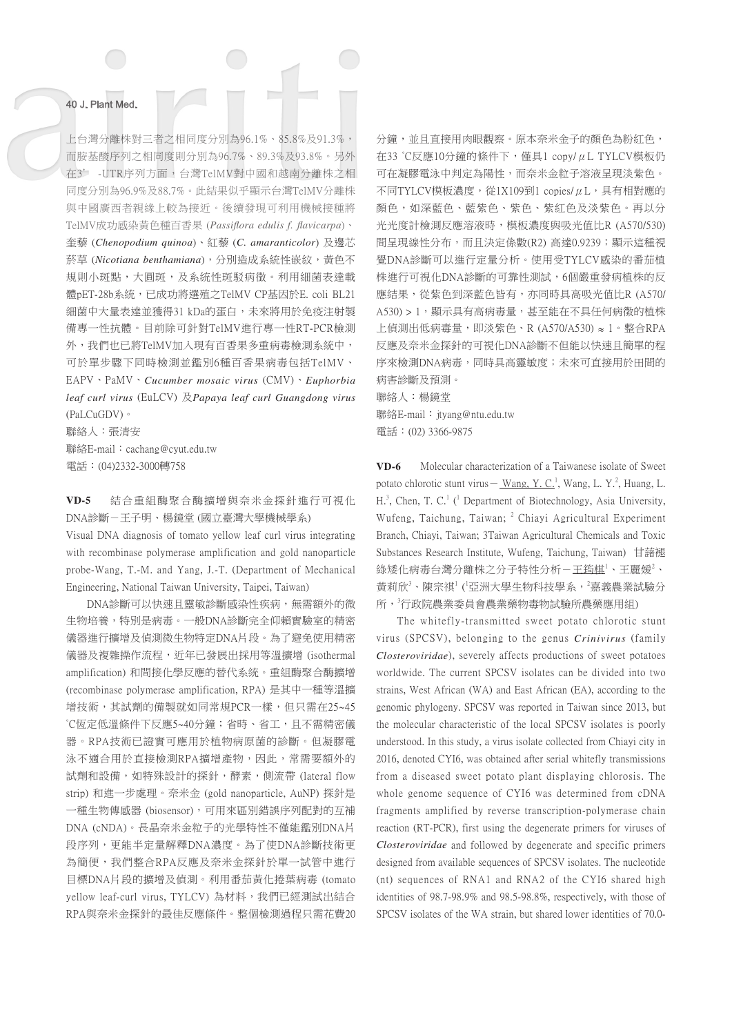上台灣分離株對三者之相同度分別為96.1%、85.8%及91.3%，而胺基酸序列之相同度則分別為96.7%、89.3%及93.8%。另外在3' -UTR序列方面，台灣TelMV對中國和越南分離株之相同度分別為96.9%及88.7%。此結果似乎顯示台灣TelMV分離株與中國廣西者親緣上較為接近。後續發現可利用機械接種將TelMV成功感染黃色種百香果 (*Passiflora edulis f. flavicarpa*)、奎藜 (*Chenopodium quinoa*)、紅藜 (*C. amaranticolor*) 及邊芯菸草 (*Nicotiana benthamiana*)，分別造成系統性嵌紋，黃色不規則小斑點，大圓斑，及系統性斑駁病徵。利用細菌表達載體pET-28b系統，已成功將選殖之TelMV CP基因於E. coli BL21細菌中大量表達並獲得31 kDa的蛋白，未來將用於免疫注射製備專一性抗體。目前除可針對TelMV進行專一性RT-PCR檢測外，我們也已將TelMV加入現有百香果多重病毒檢測系統中，可於單步驟下同時檢測並鑑別6種百香果病毒包括TelMV、EAPV、PaMV、***Cucumber mosaic virus*** (CMV)、***Euphorbia leaf curl virus*** (EuLCV) 及***Papaya leaf curl Guangdong virus*** (PaLCuGDV)。

聯絡人：張清安

聯絡E-mail：cachang@cyut.edu.tw

電話：(04)2332-3000轉758

**VD-5** 結合重組酶聚合酶擴增與奈米金探針進行可視化DNA診斷－王子明、楊鏡堂 (國立臺灣大學機械學系)

Visual DNA diagnosis of tomato yellow leaf curl virus integrating with recombinase polymerase amplification and gold nanoparticle probe-Wang, T.-M. and Yang, J.-T. (Department of Mechanical Engineering, National Taiwan University, Taipei, Taiwan)

DNA診斷可以快速且靈敏診斷感染性疾病，無需額外的微生物培養，特別是病毒。一般DNA診斷完全仰賴實驗室的精密儀器進行擴增及偵測微生物特定DNA片段。為了避免使用精密儀器及複雜操作流程，近年已發展出採用等溫擴增 (isothermal amplification) 和間接化學反應的替代系統。重組酶聚合酶擴增 (recombinase polymerase amplification, RPA) 是其中一種等溫擴增技術，其試劑的備製就如同常規PCR一樣，但只需在25~45 ℃恆定低溫條件下反應5~40分鐘；省時、省工，且不需精密儀器。RPA技術已證實可應用於植物病原菌的診斷。但凝膠電泳不適合用於直接檢測RPA擴增產物，因此，常需要額外的試劑和設備，如特殊設計的探針，酵素，側流帶 (lateral flow strip) 和進一步處理。奈米金 (gold nanoparticle, AuNP) 探針是一種生物傳感器 (biosensor)，可用來區別錯誤序列配對的互補DNA (cNDA)。長晶奈米金粒子的光學特性不僅能鑑別DNA片段序列，更能半定量解釋DNA濃度。為了使DNA診斷技術更為簡便，我們整合RPA反應及奈米金探針於單一試管中進行目標DNA片段的擴增及偵測。利用番茄黃化捲葉病毒 (tomato yellow leaf-curl virus, TYLCV) 為材料，我們已經測試出結合RPA與奈米金探針的最佳反應條件。整個檢測過程只需花費20分鐘，並且直接用肉眼觀察。原本奈米金子的顏色為粉紅色，在33 ℃反應10分鐘的條件下，僅具1 copy/μL TYLCV模板仍可在凝膠電泳中判定為陽性，而奈米金粒子溶液呈現淡紫色。不同TYLCV模板濃度，從1X109到1 copies/μL，具有相對應的顏色，如深藍色、藍紫色、紫色、紫紅色及淡紫色。再以分光光度計檢測反應溶液時，模板濃度與吸光值比R (A570/530) 間呈現線性分布，而且決定係數(R2) 高達0.9239；顯示這種視覺DNA診斷可以進行定量分析。使用受TYLCV感染的番茄植株進行可視化DNA診斷的可靠性測試，6個嚴重發病植株的反應結果，從紫色到深藍色皆有，亦同時具高吸光值比R (A570/A530) > 1，顯示具有高病毒量，甚至能在不具任何病徵的植株上偵測出低病毒量，即淡紫色、R (A570/A530) ≈ 1。整合RPA反應及奈米金探針的可視化DNA診斷不但能以快速且簡單的程序來檢測DNA病毒，同時具高靈敏度；未來可直接用於田間的病害診斷及預測。

聯絡人：楊鏡堂

聯絡E-mail：jtyang@ntu.edu.tw

電話：(02) 3366-9875

**VD-6** Molecular characterization of a Taiwanese isolate of Sweet potato chlorotic stunt virus－Wang, Y. C.[1], Wang, L. Y.[2], Huang, L. H.[3], Chen, T. C.[1] ([1] Department of Biotechnology, Asia University, Wufeng, Taichung, Taiwan; [2] Chiayi Agricultural Experiment Branch, Chiayi, Taiwan; 3Taiwan Agricultural Chemicals and Toxic Substances Research Institute, Wufeng, Taichung, Taiwan) 甘藷褪綠矮化病毒台灣分離株之分子特性分析－王筠棋[1]、王麗媛[2]、黃莉欣[3]、陳宗祺[1] ([1]亞洲大學生物科技學系，[2]嘉義農業試驗分所，[3]行政院農業委員會農業藥物毒物試驗所農藥應用組)

The whitefly-transmitted sweet potato chlorotic stunt virus (SPCSV), belonging to the genus ***Crinivirus*** (family ***Closteroviridae***), severely affects productions of sweet potatoes worldwide. The current SPCSV isolates can be divided into two strains, West African (WA) and East African (EA), according to the genomic phylogeny. SPCSV was reported in Taiwan since 2013, but the molecular characteristic of the local SPCSV isolates is poorly understood. In this study, a virus isolate collected from Chiayi city in 2016, denoted CYI6, was obtained after serial whitefly transmissions from a diseased sweet potato plant displaying chlorosis. The whole genome sequence of CYI6 was determined from cDNA fragments amplified by reverse transcription-polymerase chain reaction (RT-PCR), first using the degenerate primers for viruses of ***Closteroviridae*** and followed by degenerate and specific primers designed from available sequences of SPCSV isolates. The nucleotide (nt) sequences of RNA1 and RNA2 of the CYI6 shared high identities of 98.7-98.9% and 98.5-98.8%, respectively, with those of SPCSV isolates of the WA strain, but shared lower identities of 70.0-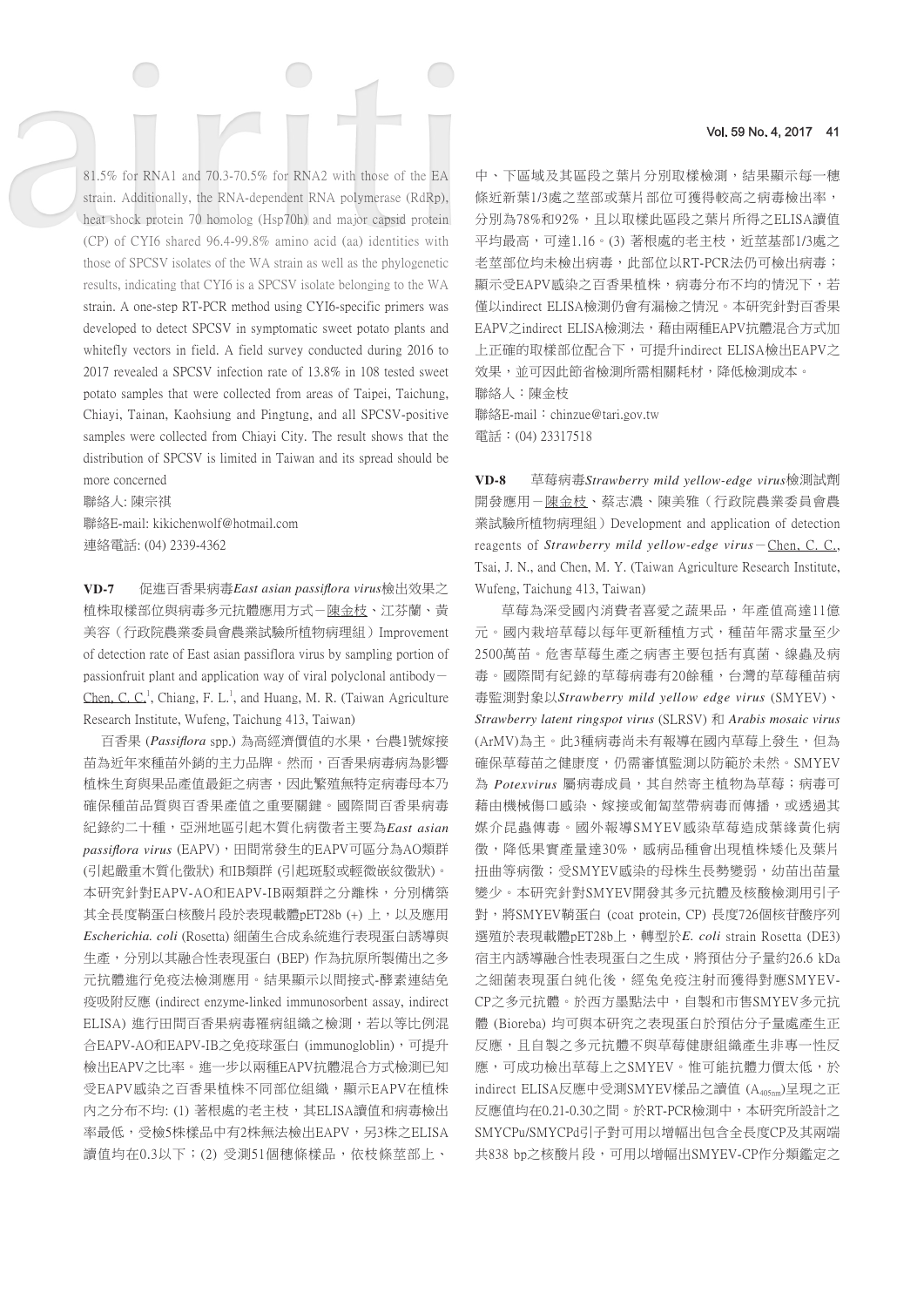81.5% for RNA1 and 70.3-70.5% for RNA2 with those of the EA strain. Additionally, the RNA-dependent RNA polymerase (RdRp), heat shock protein 70 homolog (Hsp70h) and major capsid protein (CP) of CYI6 shared 96.4-99.8% amino acid (aa) identities with those of SPCSV isolates of the WA strain as well as the phylogenetic results, indicating that CYI6 is a SPCSV isolate belonging to the WA strain. A one-step RT-PCR method using CYI6-specific primers was developed to detect SPCSV in symptomatic sweet potato plants and whitefly vectors in field. A field survey conducted during 2016 to 2017 revealed a SPCSV infection rate of 13.8% in 108 tested sweet potato samples that were collected from areas of Taipei, Taichung, Chiayi, Tainan, Kaohsiung and Pingtung, and all SPCSV-positive samples were collected from Chiayi City. The result shows that the distribution of SPCSV is limited in Taiwan and its spread should be more concerned

聯絡人: 陳宗祺

聯絡E-mail: kikichenwolf@hotmail.com

連絡電話: (04) 2339-4362

**VD-7**　促進百香果病毒*East asian passiflora virus*檢出效果之植株取樣部位與病毒多元抗體應用方式－陳金枝、江芬蘭、黃美容（行政院農業委員會農業試驗所植物病理組）Improvement of detection rate of East asian passiflora virus by sampling portion of passionfruit plant and application way of viral polyclonal antibody－Chen, C. C.[1], Chiang, F. L.[1], and Huang, M. R. (Taiwan Agriculture Research Institute, Wufeng, Taichung 413, Taiwan)

百香果 (*Passiflora* spp.) 為高經濟價值的水果，台農1號嫁接苗為近年來種苗外銷的主力品牌。然而，百香果病毒病為影響植株生育與果品產值最鉅之病害，因此繁殖無特定病毒母本乃確保種苗品質與百香果產值之重要關鍵。國際間百香果病毒紀錄約二十種，亞洲地區引起木質化病徵者主要為*East asian passiflora virus* (EAPV)，田間常發生的EAPV可區分為AO類群(引起嚴重木質化徵狀) 和IB類群 (引起斑駁或輕微嵌紋徵狀)。本研究針對EAPV-AO和EAPV-IB兩類群之分離株，分別構築其全長度鞘蛋白核酸片段於表現載體pET28b (+) 上，以及應用*Escherichia. coli* (Rosetta) 細菌生合成系統進行表現蛋白誘導與生產，分別以其融合性表現蛋白 (BEP) 作為抗原所製備出之多元抗體進行免疫法檢測應用。結果顯示以間接式-酵素連結免疫吸附反應 (indirect enzyme-linked immunosorbent assay, indirect ELISA) 進行田間百香果病毒罹病組織之檢測，若以等比例混合EAPV-AO和EAPV-IB之免疫球蛋白 (immunogloblin)，可提升檢出EAPV之比率。進一步以兩種EAPV抗體混合方式檢測已知受EAPV感染之百香果植株不同部位組織，顯示EAPV在植株內之分布不均: (1) 著根處的老主枝，其ELISA讀值和病毒檢出率最低，受檢5株樣品中有2株無法檢出EAPV，另3株之ELISA讀值均在0.3以下；(2) 受測51個穗條樣品，依枝條莖部上、中、下區域及其區段之葉片分別取樣檢測，結果顯示每一穗條近新葉1/3處之莖部或葉片部位可獲得較高之病毒檢出率，分別為78%和92%，且以取樣此區段之葉片所得之ELISA讀值平均最高，可達1.16。(3) 著根處的老主枝，近莖基部1/3處之老莖部位均未檢出病毒，此部位以RT-PCR法仍可檢出病毒；顯示受EAPV感染之百香果植株，病毒分布不均的情況下，若僅以indirect ELISA檢測仍會有漏檢之情況。本研究針對百香果EAPV之indirect ELISA檢測法，藉由兩種EAPV抗體混合方式加上正確的取樣部位配合下，可提升indirect ELISA檢出EAPV之效果，並可因此節省檢測所需相關耗材，降低檢測成本。

聯絡人：陳金枝

聯絡E-mail：chinzue@tari.gov.tw

電話：(04) 23317518

**VD-8**　草莓病毒*Strawberry mild yellow-edge virus*檢測試劑開發應用－陳金枝、蔡志濃、陳美雅（行政院農業委員會農業試驗所植物病理組）Development and application of detection reagents of *Strawberry mild yellow-edge virus*－Chen, C. C., Tsai, J. N., and Chen, M. Y. (Taiwan Agriculture Research Institute, Wufeng, Taichung 413, Taiwan)

草莓為深受國內消費者喜愛之蔬果品，年產值高達11億元。國內栽培草莓以每年更新種植方式，種苗年需求量至少2500萬苗。危害草莓生產之病害主要包括有真菌、線蟲及病毒。國際間有紀錄的草莓病毒有20餘種，台灣的草莓種苗病毒監測對象以*Strawberry mild yellow edge virus* (SMYEV)、*Strawberry latent ringspot virus* (SLRSV) 和 *Arabis mosaic virus* (ArMV)為主。此3種病毒尚未有報導在國內草莓上發生，但為確保草莓苗之健康度，仍需審慎監測以防範於未然。SMYEV為 *Potexvirus* 屬病毒成員，其自然寄主植物為草莓；病毒可藉由機械傷口感染、嫁接或匍匐莖帶病毒而傳播，或透過其媒介昆蟲傳毒。國外報導SMYEV感染草莓造成葉緣黃化病徵，降低果實產量達30%，感病品種會出現植株矮化及葉片扭曲等病徵；受SMYEV感染的母株生長勢變弱，幼苗出苗量變少。本研究針對SMYEV開發其多元抗體及核酸檢測用引子對，將SMYEV鞘蛋白 (coat protein, CP) 長度726個核苷酸序列選殖於表現載體pET28b上，轉型於*E. coli* strain Rosetta (DE3)宿主內誘導融合性表現蛋白之生成，將預估分子量約26.6 kDa之細菌表現蛋白純化後，經兔免疫注射而獲得對應SMYEV-CP之多元抗體。於西方墨點法中，自製和市售SMYEV多元抗體 (Bioreba) 均可與本研究之表現蛋白於預估分子量處產生正反應，且自製之多元抗體不與草莓健康組織產生非專一性反應，可成功檢出草莓上之SMYEV。惟可能抗體力價太低，於indirect ELISA反應中受測SMYEV樣品之讀值 ($A_{405nm}$)呈現之正反應值均在0.21-0.30之間。於RT-PCR檢測中，本研究所設計之SMYCPu/SMYCPd引子對可用以增幅出包含全長度CP及其兩端共838 bp之核酸片段，可用以增幅出SMYEV-CP作分類鑑定之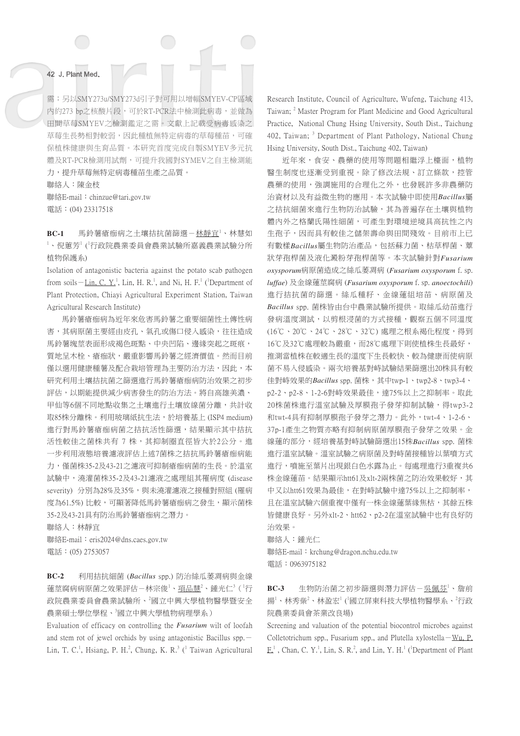需；另以SMY273u/SMY273d引子對可用以增幅SMYEV-CP區域內約273 bp之核酸片段，可於RT-PCR法中檢測此病毒，並做為田間草莓SMYEV之檢測鑑定之需。文獻上記載受病毒感染之草莓生長勢相對較弱，因此種植無特定病毒的草莓種苗，可確保植株健康與生育品質。本研究首度完成自製SMYEV多元抗體及RT-PCR檢測用試劑，可提升我國對SYMEV之自主檢測能力，提升草莓無特定病毒種苗生產之品質。

聯絡人：陳金枝

聯絡E-mail：chinzue@tari.gov.tw

電話：(04) 23317518

**BC-1** 馬鈴薯瘡痂病之土壤拮抗菌篩選－林靜宜[1]、林慧如[1]、倪蕙芳[1] ([1]行政院農業委員會農業試驗所嘉義農業試驗分所植物保護系)

Isolation of antagonistic bacteria against the potato scab pathogen from soils－Lin, C. Y.[1], Lin, H. R.[1], and Ni, H. F.[1] ([1]Department of Plant Protection, Chiayi Agricultural Experiment Station, Taiwan Agricultural Research Institute)

馬鈴薯瘡痂病為近年來危害馬鈴薯之重要細菌性土傳性病害，其病原菌主要經由皮孔、氣孔或傷口侵入感染，往往造成馬鈴薯塊莖表面形成褐色斑點、中央凹陷、邊緣突起之斑痕，質地呈木栓、瘡痂狀，嚴重影響馬鈴薯之經濟價值。然而目前僅以選用健康種薯及配合栽培管理為主要防治方法，因此，本研究利用土壤拮抗菌之篩選進行馬鈴薯瘡痂病防治效果之初步評估，以期能提供減少病害發生的防治方法。將自高雄美濃、甲仙等6個不同地點收集之土壤進行土壤放線菌分離，共計收取85株分離株。利用玻璃紙抗生法，於培養基上 (ISP4 medium) 進行對馬鈴薯瘡痂病菌之拮抗活性篩選，結果顯示其中拮抗活性較佳之菌株共有 7 株，其抑制圈直徑皆大於2公分。進一步利用液態培養濾液評估上述7菌株之拮抗馬鈴薯瘡痂病能力，僅菌株35-2及43-21之濾液可抑制瘡痂病菌的生長。於溫室試驗中，澆灌菌株35-2及43-21濾液之處理組其罹病度 (disease severity) 分別為28%及35%，與未澆灌濾液之接種對照組 (罹病度為61.5%) 比較，可顯著降低馬鈴薯瘡痂病之發生，顯示菌株35-2及43-21具有防治馬鈴薯瘡痂病之潛力。

聯絡人：林靜宜

聯絡E-mail：eris2024@dns.caes.gov.tw

電話：(05) 2753057

**BC-2** 利用拮抗細菌 (*Bacillus* spp.) 防治絲瓜萎凋病與金線蓮莖腐病病原菌之效果評估－林宗俊[1]、項品慧[2]、鍾光仁[3] ([1]行政院農業委員會農業試驗所、[2]國立中興大學植物醫學暨安全農業碩士學位學程、[3]國立中興大學植物病理學系)

Evaluation of efficacy on controlling the *Fusarium* wilt of loofah and stem rot of jewel orchids by using antagonistic Bacillus spp.－Lin, T. C.[1], Hsiang, P. H.[2], Chung, K. R.[3] ([1] Taiwan Agricultural Research Institute, Council of Agriculture, Wufeng, Taichung 413, Taiwan; [2] Master Program for Plant Medicine and Good Agricultural Practice, National Chung Hsing University, South Dist., Taichung 402, Taiwan; [3] Department of Plant Pathology, National Chung Hsing University, South Dist., Taichung 402, Taiwan)

近年來，食安、農藥的使用等問題相繼浮上檯面，植物醫生制度也逐漸受到重視。除了修改法規、訂立條款，控管農藥的使用，強調施用的合理化之外，也發展許多非農藥防治資材以及有益微生物的應用。本次試驗中即使用*Bacillus*屬之拮抗細菌來進行生物防治試驗，其為普遍存在土壤與植物體內外之格蘭氏陽性細菌，可產生對環境逆境具高抗性之內生孢子，因而具有較佳之儲架壽命與田間殘效。目前市上已有數樣*Bacillus*屬生物防治產品，包括蘇力菌、枯草桿菌、蕈狀芽孢桿菌及液化澱粉芽孢桿菌等。本次試驗針對*Fusarium oxysporum*病原菌造成之絲瓜萎凋病 (*Fusarium oxysporum* f. sp. *luffae*) 及金線蓮莖腐病 (*Fusarium oxysporum* f. sp. *anoectochili*) 進行拮抗菌的篩選。絲瓜種籽、金線蓮組培苗、病原菌及 *Bacillus* spp. 菌株皆由台中農業試驗所提供。取絲瓜幼苗進行發病溫度測試，以剪根浸菌的方式接種，觀察五個不同溫度 (16℃、20℃、24℃、28℃、32℃) 處理之根系褐化程度，得到16℃及32℃處理較為嚴重，而28℃處理下則使植株生長最好，推測當植株在較適生長的溫度下生長較快、較為健康而使病原菌不易入侵感染。兩次培養基對峙試驗結果篩選出20株具有較佳對峙效果的*Bacillus* spp. 菌株，其中twp-1、twp2-8、twp3-4、p2-2、p2-8、1-2-6對峙效果最佳，達75%以上之抑制率。取此20株菌株進行溫室試驗及厚膜孢子發芽抑制試驗，得twp3-2和twt-4具有抑制厚膜孢子發芽之潛力。此外，twt-4、1-2-6、37p-1產生之物質亦略有抑制病原菌厚膜孢子發芽之效果。金線蓮的部分，經培養基對峙試驗篩選出15株*Bacillus* spp. 菌株進行溫室試驗。溫室試驗之病原菌及對峙菌接種皆以葉噴方式進行，噴施至葉片出現銀白色水露為止。每處理進行3重複共6株金線蓮苗。結果顯示htt61及xlt-2兩株菌之防治效果較好，其中又以htt61效果為最佳，在對峙試驗中達75%以上之抑制率，且在溫室試驗六個重複中僅有一株金線蓮萎縮死枯，其餘五株皆健康良好。另外xlt-2、htt62、p2-2在溫室試驗中也有良好防治效果。

聯絡人：鍾光仁

聯絡E-mail：krchung@dragon.nchu.edu.tw

電話：0963975182

**BC-3** 生物防治菌之初步篩選與潛力評估－吳佩芬[1]、詹前揚[1]、林秀燊[2]、林盈宏[1] ([1]國立屏東科技大學植物醫學系、[2]行政院農業委員會茶業改良場)

Screening and valuation of the potential biocontrol microbes against Colletotrichum spp., Fusarium spp., and Plutella xylostella－Wu, P. F.[1], Chan, C. Y.[1], Lin, S. R.[2], and Lin, Y. H.[1] ([1]Department of Plant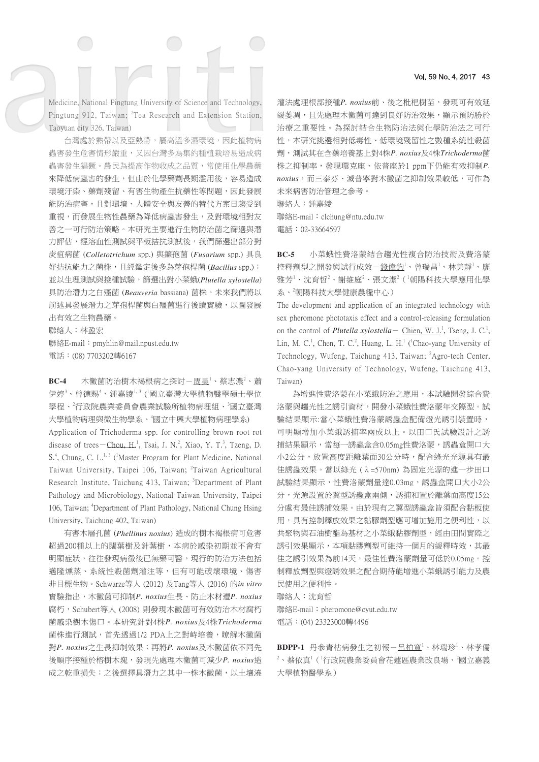Medicine, National Pingtung University of Science and Technology, Pingtung 912, Taiwan; [2]Tea Research and Extension Station, Taoyuan city 326, Taiwan)

台灣處於熱帶以及亞熱帶，屬高溫多濕環境，因此植物病蟲害發生危害情形嚴重，又因台灣多為集約種植栽培易造成病蟲害發生猖獗。農民為提高作物收成之品質，常使用化學農藥來降低病蟲害的發生，但由於化學藥劑長期濫用後，容易造成環境汙染、藥劑殘留、有害生物產生抗藥性等問題，因此發展能防治病害，且對環境、人體安全與友善的替代方案日趨受到重視，而發展生物性農藥為降低病蟲害發生，及對環境相對友善之一可行防治策略。本研究主要進行生物防治菌之篩選與潛力評估，經溶血性測試與平板拮抗測試後，我們篩選出部分對炭疽病菌 (***Colletotrichum*** spp.) 與鐮孢菌 (***Fusarium*** spp.) 具良好拮抗能力之菌株，且經鑑定後多為芽孢桿菌 (***Bacillus*** spp.)；並以生理測試與接種試驗，篩選出對小菜蛾(***Plutella xylostella***)具防治潛力之白殭菌 (***Beauveria*** bassiana) 菌株。未來我們將以前述具發展潛力之芽孢桿菌與白殭菌進行後續實驗，以圖發展出有效之生物農藥。

聯絡人：林盈宏

聯絡E-mail：pmyhlin@mail.npust.edu.tw

電話：(08) 7703202轉6167

**BC-4**　木黴菌防治樹木褐根病之探討－周昊[1]、蔡志濃[2]、蕭伊婷[3]、曾德賜[4]、鍾嘉綾[1, 3] ([1]國立臺灣大學植物醫學碩士學位學程、[2]行政院農業委員會農業試驗所植物病理組、[3]國立臺灣大學植物病理與微生物學系、[4]國立中興大學植物病理學系)

Application of Trichoderma spp. for controlling brown root rot disease of trees－Chou, H.[1], Tsai, J. N.[2], Xiao, Y. T.[3], Tzeng, D. S.[4], Chung, C. L.[1, 3] ([1]Master Program for Plant Medicine, National Taiwan University, Taipei 106, Taiwan; [2]Taiwan Agricultural Research Institute, Taichung 413, Taiwan; [3]Department of Plant Pathology and Microbiology, National Taiwan University, Taipei 106, Taiwan; [4]Department of Plant Pathology, National Chung Hsing University, Taichung 402, Taiwan)

有害木層孔菌 (***Phellinus noxius***) 造成的樹木褐根病可危害超過200種以上的闊葉樹及針葉樹，本病於感染初期並不會有明顯症狀，往往發現病徵後已無藥可醫，現行的防治方法包括邁隆燻蒸、系統性殺菌劑灌注等，但有可能破壞環境、傷害非目標生物。Schwarze等人 (2012) 及Tang等人 (2016) 的*in vitro*實驗指出，木黴菌可抑制***P. noxius***生長、防止木材遭***P. noxius***腐朽，Schubert等人 (2008) 則發現木黴菌可有效防治木材腐朽菌感染樹木傷口。本研究針對4株***P. noxius***及4株***Trichoderma***菌株進行測試，首先透過1/2 PDA上之對峙培養，瞭解木黴菌對***P. noxius***之生長抑制效果；再將***P. noxius***及木黴菌依不同先後順序接種於榕樹木塊，發現先處理木黴菌可減少***P. noxius***造成之乾重損失；之後選擇具潛力之其中一株木黴菌，以土壤澆灌法處理根部接種***P. noxius***前、後之枇杷樹苗，發現可有效延緩萎凋，且先處理木黴菌可達到良好防治效果，顯示預防勝於治療之重要性。為探討結合生物防治法與化學防治法之可行性，本研究挑選相對低毒性、低環境殘留性之數種系統性殺菌劑，測試其在含藥培養基上對4株***P. noxius***及4株***Trichoderma***菌株之抑制率，發現環克座、依普座於1 ppm下仍能有效抑制***P. noxius***，而三泰芬、滅普寧對木黴菌之抑制效果較低，可作為未來病害防治管理之參考。

聯絡人：鍾嘉綾

聯絡E-mail：clchung@ntu.edu.tw

電話：02-33664597

**BC-5**　小菜蛾性費洛蒙結合趨光性複合防治技術及費洛蒙控釋劑型之開發與試行成效－錢偉鈞[1]、曾瑞昌[1]、林美靜[1]、廖雅芳[1]、沈育哲[2]、謝維庭[2]、張文潔[2]（[1]朝陽科技大學應用化學系、[2]朝陽科技大學健康農糧中心）

The development and application of an integrated technology with sex pheromone phototaxis effect and a control-releasing formulation on the control of ***Plutella xylostella***－ Chien, W. J.[1], Tseng, J. C.[1], Lin, M. C.[1], Chen, T. C.[2], Huang, L. H.[1] ([1]Chao-yang University of Technology, Wufeng, Taichung 413, Taiwan; [2]Agro-tech Center, Chao-yang University of Technology, Wufeng, Taichung 413, Taiwan)

為增進性費洛蒙在小菜蛾防治之應用，本試驗開發綜合費洛蒙與趨光性之誘引資材，開發小菜蛾性費洛蒙年交際型。試驗結果顯示:當小菜蛾性費洛蒙誘蟲盒配備燈光誘引裝置時，可明顯增加小菜蛾誘捕率兩成以上。以田口氏試驗設計之誘捕結果顯示，當每一誘蟲盒含0.05mg性費洛蒙，誘蟲盒開口大小2公分，放置高度距離葉面30公分時，配合綠光光源具有最佳誘蟲效果。當以綠光 (λ=570nm) 為固定光源的進一步田口試驗結果顯示，性費洛蒙劑量達0.03mg，誘蟲盒開口大小2公分，光源設置於翼型誘蟲盒兩側，誘捕和置於離葉面高度15公分處有最佳誘捕效果。由於現有之翼型誘蟲盒皆須配合黏板使用，具有控制釋放效果之黏膠劑型應可增加施用之便利性，以共聚物與石油樹酯為基材之小菜蛾黏膠劑型，經由田間實際之誘引效果顯示，本項黏膠劑型可維持一個月的緩釋時效，其最佳之誘引效果為前14天，最佳性費洛蒙劑量可低於0.05mg。控制釋放劑型與燈誘效果之配合期待能增進小菜蛾誘引能力及農民使用之便利性。

聯絡人：沈育哲

聯絡E-mail：pheromone@cyut.edu.tw

電話：(04) 23323000轉4496

**BDPP-1**　丹參青枯病發生之初報－呂柏寬[1]、林瑞珍[1]、林孝儒[2]、蔡依真[1]（[1]行政院農業委員會花蓮區農業改良場、[2]國立嘉義大學植物醫學系）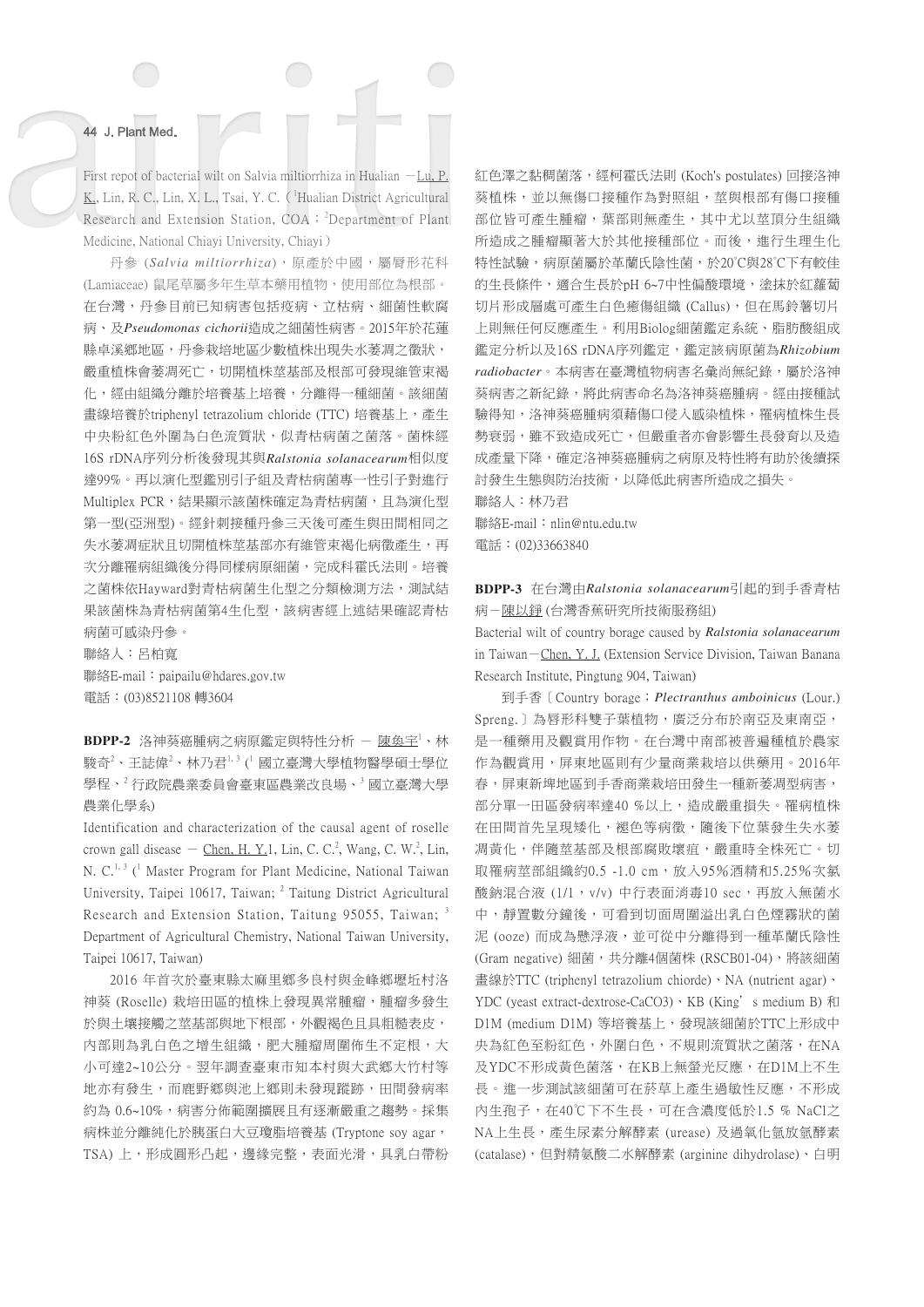First repot of bacterial wilt on Salvia miltiorrhiza in Hualian －Lu, P. K., Lin, R. C., Lin, X. L., Tsai, Y. C.（[1]Hualian District Agricultural Research and Extension Station, COA；[2]Department of Plant Medicine, National Chiayi University, Chiayi）

丹參 (*Salvia miltiorrhiza*)，原產於中國，屬唇形花科(Lamiaceae) 鼠尾草屬多年生草本藥用植物，使用部位為根部。在台灣，丹參目前已知病害包括疫病、立枯病、細菌性軟腐病、及*Pseudomonas cichorii*造成之細菌性病害。2015年於花蓮縣卓溪鄉地區，丹參栽培地區少數植株出現失水萎凋之徵狀，嚴重植株會萎凋死亡，切開植株莖基部及根部可發現維管束褐化，經由組織分離於培養基上培養，分離得一種細菌。該細菌畫線培養於triphenyl tetrazolium chloride (TTC) 培養基上，產生中央粉紅色外圍為白色流質狀，似青枯病菌之菌落。菌株經16S rDNA序列分析後發現其與*Ralstonia solanacearum*相似度達99%。再以演化型鑑別引子組及青枯病菌專一性引子對進行Multiplex PCR，結果顯示該菌株確定為青枯病菌，且為演化型第一型(亞洲型)。經針刺接種丹參三天後可產生與田間相同之失水萎凋症狀且切開植株莖基部亦有維管束褐化病徵產生，再次分離罹病組織後分得同樣病原細菌，完成科霍氏法則。培養之菌株依Hayward對青枯病菌生化型之分類檢測方法，測試結果該菌株為青枯病菌第4生化型，該病害經上述結果確認青枯病菌可感染丹參。

聯絡人：呂柏寬

聯絡E-mail：paipailu@hdares.gov.tw

電話：(03)8521108 轉3604

**BDPP-2** 洛神葵癌腫病之病原鑑定與特性分析 － 陳奐宇[1]、林駿奇[2]、王誌偉[2]、林乃君[1, 3]（[1]國立臺灣大學植物醫學碩士學位學程、[2]行政院農業委員會臺東區農業改良場、[3]國立臺灣大學農業化學系)

Identification and characterization of the causal agent of roselle crown gall disease － Chen, H. Y.1, Lin, C. C.[2], Wang, C. W.[2], Lin, N. C.[1, 3] ([1]Master Program for Plant Medicine, National Taiwan University, Taipei 10617, Taiwan; [2]Taitung District Agricultural Research and Extension Station, Taitung 95055, Taiwan; [3]Department of Agricultural Chemistry, National Taiwan University, Taipei 10617, Taiwan)

2016 年首次於臺東縣太麻里鄉多良村與金峰鄉壢坵村洛神葵 (Roselle) 栽培田區的植株上發現異常腫瘤，腫瘤多發生於與土壤接觸之莖基部與地下根部，外觀褐色且具粗糙表皮，內部則為乳白色之增生組織，肥大腫瘤周圍佈生不定根，大小可達2~10公分。翌年調查臺東市知本村與大武鄉大竹村等地亦有發生，而鹿野鄉與池上鄉則未發現蹤跡，田間發病率約為 0.6~10%，病害分佈範圍擴展且有逐漸嚴重之趨勢。採集病株並分離純化於胰蛋白大豆瓊脂培養基 (Tryptone soy agar，TSA) 上，形成圓形凸起，邊緣完整，表面光滑，具乳白帶粉紅色澤之黏稠菌落，經柯霍氏法則 (Koch's postulates) 回接洛神葵植株，並以無傷口接種作為對照組，莖與根部有傷口接種部位皆可產生腫瘤，葉部則無產生，其中尤以莖頂分生組織所造成之腫瘤顯著大於其他接種部位。而後，進行生理生化特性試驗，病原菌屬於革蘭氏陰性菌，於20˚C與28˚C下有較佳的生長條件，適合生長於pH 6~7中性偏酸環境，塗抹於紅蘿蔔切片形成層處可產生白色癒傷組織 (Callus)，但在馬鈴薯切片上則無任何反應產生。利用Biolog細菌鑑定系統、脂肪酸組成鑑定分析以及16S rDNA序列鑑定，鑑定該病原菌為*Rhizobium radiobacter*。本病害在臺灣植物病害名彙尚無紀錄，屬於洛神葵病害之新紀錄，將此病害命名為洛神葵癌腫病。經由接種試驗得知，洛神葵癌腫病須藉傷口侵入感染植株，罹病植株生長勢衰弱，雖不致造成死亡，但嚴重者亦會影響生長發育以及造成產量下降，確定洛神葵癌腫病之病原及特性將有助於後續探討發生生態與防治技術，以降低此病害所造成之損失。

聯絡人：林乃君

聯絡E-mail：nlin@ntu.edu.tw

電話：(02)33663840

**BDPP-3** 在台灣由*Ralstonia solanacearum*引起的到手香青枯病－陳以錚 (台灣香蕉研究所技術服務組)

Bacterial wilt of country borage caused by ***Ralstonia solanacearum*** in Taiwan－Chen, Y. J. (Extension Service Division, Taiwan Banana Research Institute, Pingtung 904, Taiwan)

到手香〔Country borage；*Plectranthus amboinicus* (Lour.) Spreng.〕為唇形科雙子葉植物，廣泛分布於南亞及東南亞，是一種藥用及觀賞用作物。在台灣中南部被普遍種植於農家作為觀賞用，屏東地區則有少量商業栽培以供藥用。2016年春，屏東新埤地區到手香商業栽培田發生一種新萎凋型病害，部分單一田區發病率達40 %以上，造成嚴重損失。罹病植株在田間首先呈現矮化，褪色等病徵，隨後下位葉發生失水萎凋黃化，伴隨莖基部及根部腐敗壞疽，嚴重時全株死亡。切取罹病莖部組織約0.5 -1.0 cm，放入95%酒精和5.25%次氯酸鈉混合液 (1/1，v/v) 中行表面消毒10 sec，再放入無菌水中，靜置數分鐘後，可看到切面周圍溢出乳白色煙霧狀的菌泥 (ooze) 而成為懸浮液，並可從中分離得到一種革蘭氏陰性(Gram negative) 細菌，共分離4個菌株 (RSCB01-04)，將該細菌畫線於TTC (triphenyl tetrazolium chloride)、NA (nutrient agar)、YDC (yeast extract-dextrose-CaCO3)、KB (King's medium B) 和D1M (medium D1M) 等培養基上，發現該細菌於TTC上形成中央為紅色至粉紅色，外圍白色，不規則流質狀之菌落，在NA及YDC不形成黃色菌落，在KB上無螢光反應，在D1M上不生長。進一步測試該細菌可在菸草上產生過敏性反應，不形成內生孢子，在40˚C下不生長，可在含濃度低於1.5 % NaCl之NA上生長，產生尿素分解酵素 (urease) 及過氧化氫放氫酵素(catalase)，但對精氨酸二水解酵素 (arginine dihydrolase)、白明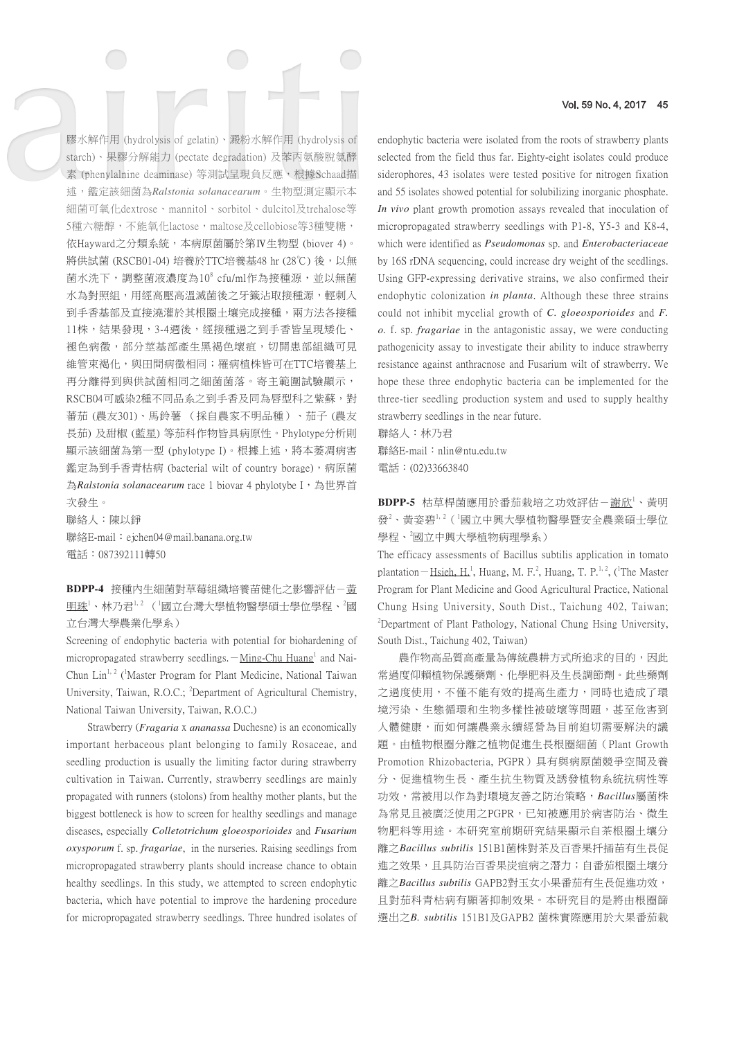膠水解作用 (hydrolysis of gelatin)、澱粉水解作用 (hydrolysis of starch)、果膠分解能力 (pectate degradation) 及苯丙氨酸脫氨酵素 (phenylalnine deaminase) 等測試呈現負反應，根據Schaad描述，鑑定該細菌為*Ralstonia solanacearum*。生物型測定顯示本細菌可氧化dextrose、mannitol、sorbitol、dulcitol及trehalose等5種六糖醇，不能氧化lactose，maltose及cellobiose等3種雙糖，依Hayward之分類系統，本病原菌屬於第Ⅳ生物型 (biover 4)。將供試菌 (RSCB01-04) 培養於TTC培養基48 hr (28℃) 後，以無菌水洗下，調整菌液濃度為$10^8$ cfu/ml作為接種源，並以無菌水為對照組，用經高壓高溫滅菌後之牙籤沾取接種源，輕刺入到手香基部及直接澆灌於其根圈土壤完成接種，兩方法各接種11株，結果發現，3-4週後，經接種過之到手香皆呈現矮化、褐色病徵，部分莖基部產生黑褐色壞疽，切開患部組織可見維管束褐化，與田間病徵相同；罹病植株皆可在TTC培養基上再分離得到與供試菌相同之細菌菌落。寄主範圍試驗顯示，RSCB04可感染2種不同品系之到手香及同為唇型科之紫蘇，對蕃茄 (農友301)、馬鈴薯 （採自農家不明品種）、茄子 (農友長茄) 及甜椒 (藍星) 等茄科作物皆具病原性。Phylotype分析則顯示該細菌為第一型 (phylotype I)。根據上述，將本萎凋病害鑑定為到手香青枯病 (bacterial wilt of country borage)，病原菌為*Ralstonia solanacearum* race 1 biovar 4 phylotybe I，為世界首次發生。

聯絡人：陳以錚

聯絡E-mail：ejchen04@mail.banana.org.tw

電話：087392111轉50

**BDPP-4** 接種內生細菌對草莓組織培養苗健化之影響評估－<u>黃明珠</u>[1]、林乃君[1, 2] （[1]國立台灣大學植物醫學碩士學位學程、[2]國立台灣大學農業化學系）

Screening of endophytic bacteria with potential for biohardening of micropropagated strawberry seedlings.－<u>Ming-Chu Huang</u>[1] and Nai-Chun Lin[1, 2] ([1]Master Program for Plant Medicine, National Taiwan University, Taiwan, R.O.C.; [2]Department of Agricultural Chemistry, National Taiwan University, Taiwan, R.O.C.)

Strawberry (*Fragaria* x *ananassa* Duchesne) is an economically important herbaceous plant belonging to family Rosaceae, and seedling production is usually the limiting factor during strawberry cultivation in Taiwan. Currently, strawberry seedlings are mainly propagated with runners (stolons) from healthy mother plants, but the biggest bottleneck is how to screen for healthy seedlings and manage diseases, especially *Colletotrichum gloeosporioides* and *Fusarium oxysporum* f. sp. *fragariae*, in the nurseries. Raising seedlings from micropropagated strawberry plants should increase chance to obtain healthy seedlings. In this study, we attempted to screen endophytic bacteria, which have potential to improve the hardening procedure for micropropagated strawberry seedlings. Three hundred isolates of endophytic bacteria were isolated from the roots of strawberry plants selected from the field thus far. Eighty-eight isolates could produce siderophores, 43 isolates were tested positive for nitrogen fixation and 55 isolates showed potential for solubilizing inorganic phosphate. *In vivo* plant growth promotion assays revealed that inoculation of micropropagated strawberry seedlings with P1-8, Y5-3 and K8-4, which were identified as *Pseudomonas* sp. and *Enterobacteriaceae* by 16S rDNA sequencing, could increase dry weight of the seedlings. Using GFP-expressing derivative strains, we also confirmed their endophytic colonization *in planta*. Although these three strains could not inhibit mycelial growth of *C. gloeosporioides* and *F. o.* f. sp. *fragariae* in the antagonistic assay, we were conducting pathogenicity assay to investigate their ability to induce strawberry resistance against anthracnose and Fusarium wilt of strawberry. We hope these three endophytic bacteria can be implemented for the three-tier seedling production system and used to supply healthy strawberry seedlings in the near future.

聯絡人：林乃君

聯絡E-mail：nlin@ntu.edu.tw

電話：(02)33663840

**BDPP-5** 枯草桿菌應用於番茄栽培之功效評估－<u>謝欣</u>[1]、黃明發[2]、黃姿碧[1, 2]（[1]國立中興大學植物醫學暨安全農業碩士學位學程、[2]國立中興大學植物病理學系）

The efficacy assessments of Bacillus subtilis application in tomato plantation－<u>Hsieh, H.</u>[1], Huang, M. F.[2], Huang, T. P.[1, 2], ([1]The Master Program for Plant Medicine and Good Agricultural Practice, National Chung Hsing University, South Dist., Taichung 402, Taiwan; [2]Department of Plant Pathology, National Chung Hsing University, South Dist., Taichung 402, Taiwan)

農作物高品質高產量為傳統農耕方式所追求的目的，因此常過度仰賴植物保護藥劑、化學肥料及生長調節劑。此些藥劑之過度使用，不僅不能有效的提高生產力，同時也造成了環境污染、生態循環和生物多樣性被破壞等問題，甚至危害到人體健康，而如何讓農業永續經營為目前迫切需要解決的議題。由植物根圈分離之植物促進生長根圈細菌（Plant Growth Promotion Rhizobacteria, PGPR）具有與病原菌競爭空間及養分、促進植物生長、產生抗生物質及誘發植物系統抗病性等功效，常被用以作為對環境友善之防治策略，*Bacillus*屬菌株為常見且被廣泛使用之PGPR，已知被應用於病害防治、微生物肥料等用途。本研究室前期研究結果顯示自茶根圈土壤分離之*Bacillus subtilis* 151B1菌株對茶及百香果扦插苗有生長促進之效果，且具防治百香果炭疽病之潛力；自番茄根圈土壤分離之*Bacillus subtilis* GAPB2對玉女小果番茄有生長促進功效，且對茄科青枯病有顯著抑制效果。本研究目的是將由根圈篩選出之*B. subtilis* 151B1及GAPB2 菌株實際應用於大果番茄栽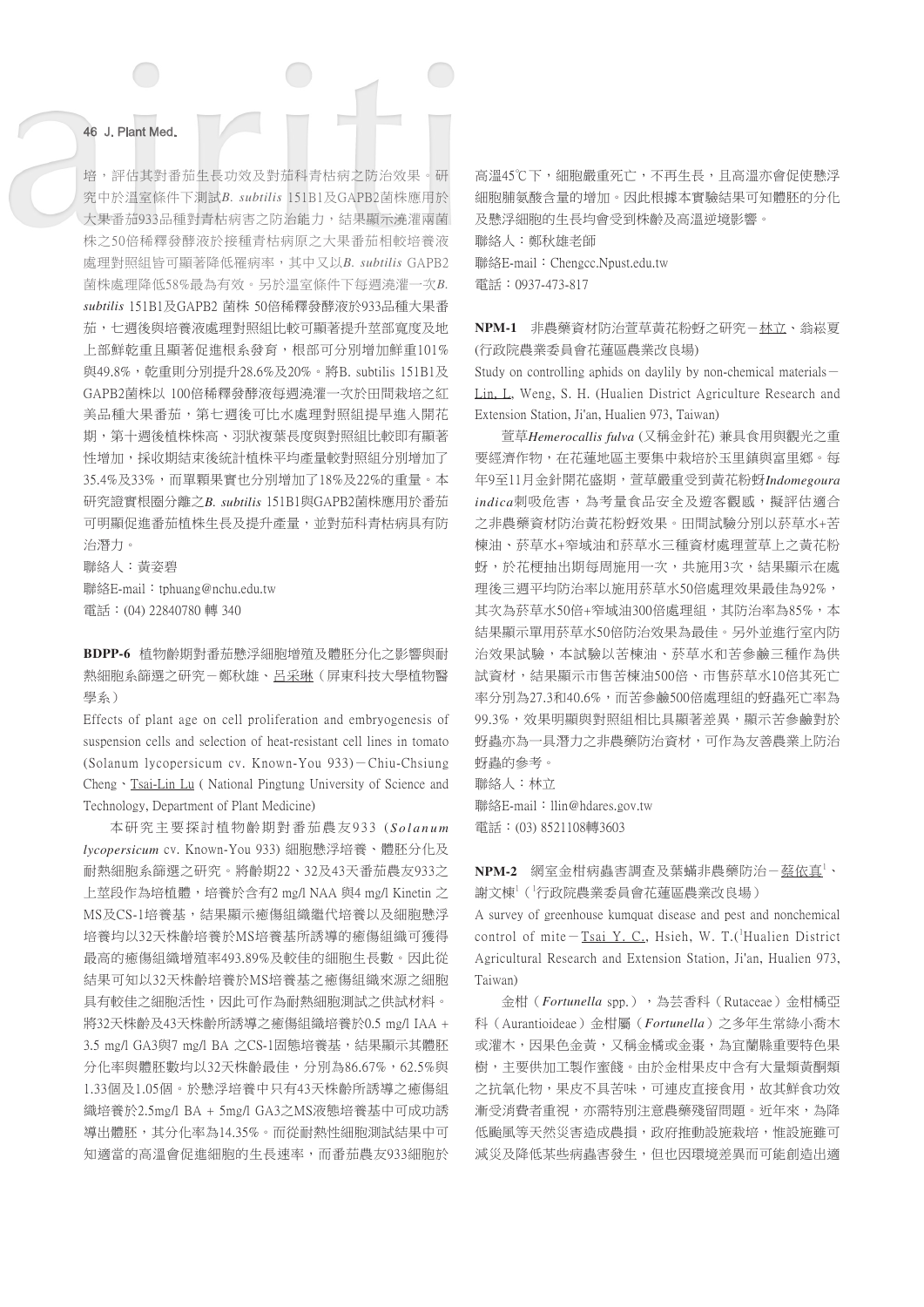培，評估其對番茄生長功效及對茄科青枯病之防治效果。研究中於溫室條件下測試*B. subtilis* 151B1及GAPB2菌株應用於大果番茄933品種對青枯病害之防治能力，結果顯示澆灌兩菌株之50倍稀釋發酵液於接種青枯病原之大果番茄相較培養液處理對照組皆可顯著降低罹病率，其中又以*B. subtilis* GAPB2菌株處理降低58%最為有效。另於溫室條件下每週澆灌一次*B. subtilis* 151B1及GAPB2 菌株 50倍稀釋發酵液於933品種大果番茄，七週後與培養液處理對照組比較可顯著提升莖部寬度及地上部鮮乾重且顯著促進根系發育，根部可分別增加鮮重101%與49.8%，乾重則分別提升28.6%及20%。將B. subtilis 151B1及GAPB2菌株以 100倍稀釋發酵液每週澆灌一次於田間栽培之紅美品種大果番茄，第七週後可比水處理對照組提早進入開花期，第十週後植株株高、羽狀複葉長度與對照組比較即有顯著性增加，採收期結束後統計植株平均產量較對照組分別增加了35.4%及33%，而單顆果實也分別增加了18%及22%的重量。本研究證實根圈分離之*B. subtilis* 151B1與GAPB2菌株應用於番茄可明顯促進番茄植株生長及提升產量，並對茄科青枯病具有防治潛力。

聯絡人：黃姿碧

聯絡E-mail：tphuang@nchu.edu.tw

電話：(04) 22840780 轉 340

**BDPP-6** 植物齡期對番茄懸浮細胞增殖及體胚分化之影響與耐熱細胞系篩選之研究－鄭秋雄、呂采琳（屏東科技大學植物醫學系）

Effects of plant age on cell proliferation and embryogenesis of suspension cells and selection of heat-resistant cell lines in tomato (Solanum lycopersicum cv. Known-You 933)－Chiu-Chsiung Cheng、Tsai-Lin Lu ( National Pingtung University of Science and Technology, Department of Plant Medicine)

本研究主要探討植物齡期對番茄農友933 (*Solanum lycopersicum* cv. Known-You 933) 細胞懸浮培養、體胚分化及耐熱細胞系篩選之研究。將齡期22、32及43天番茄農友933之上莖段作為培植體，培養於含有2 mg/l NAA 與4 mg/l Kinetin 之MS及CS-1培養基，結果顯示癒傷組織繼代培養以及細胞懸浮培養均以32天株齡培養於MS培養基所誘導的癒傷組織可獲得最高的癒傷組織增殖率493.89%及較佳的細胞生長數。因此從結果可知以32天株齡培養於MS培養基之癒傷組織來源之細胞具有較佳之細胞活性，因此可作為耐熱細胞測試之供試材料。將32天株齡及43天株齡所誘導之癒傷組織培養於0.5 mg/l IAA + 3.5 mg/l GA3與7 mg/l BA 之CS-1固態培養基，結果顯示其體胚分化率與體胚數均以32天株齡最佳，分別為86.67%，62.5%與1.33個及1.05個。於懸浮培養中只有43天株齡所誘導之癒傷組織培養於2.5mg/l BA + 5mg/l GA3之MS液態培養基中可成功誘導出體胚，其分化率為14.35%。而從耐熱性細胞測試結果中可知適當的高溫會促進細胞的生長速率，而番茄農友933細胞於高溫45℃下，細胞嚴重死亡，不再生長，且高溫亦會促使懸浮細胞脯氨酸含量的增加。因此根據本實驗結果可知體胚的分化及懸浮細胞的生長均會受到株齡及高溫逆境影響。

聯絡人：鄭秋雄老師

聯絡E-mail：Chengcc.Npust.edu.tw

電話：0937-473-817

**NPM-1** 非農藥資材防治萱草黃花粉蚜之研究－林立、翁崧夏 (行政院農業委員會花蓮區農業改良場)

Study on controlling aphids on daylily by non-chemical materials－Lin, L, Weng, S. H. (Hualien District Agriculture Research and Extension Station, Ji'an, Hualien 973, Taiwan)

萱草*Hemerocallis fulva* (又稱金針花) 兼具食用與觀光之重要經濟作物，在花蓮地區主要集中栽培於玉里鎮與富里鄉。每年9至11月金針開花盛期，萱草嚴重受到黃花粉蚜*Indomegoura indica*刺吸危害，為考量食品安全及遊客觀感，擬評估適合之非農藥資材防治黃花粉蚜效果。田間試驗分別以菸草水+苦楝油、菸草水+窄域油和菸草水三種資材處理萱草上之黃花粉蚜，於花梗抽出期每周施用一次，共施用3次，結果顯示在處理後三週平均防治率以施用菸草水50倍處理效果最佳為92%，其次為菸草水50倍+窄域油300倍處理組，其防治率為85%，本結果顯示單用菸草水50倍防治效果為最佳。另外並進行室內防治效果試驗，本試驗以苦楝油、菸草水和苦參鹼三種作為供試資材，結果顯示市售苦楝油500倍、市售菸草水10倍其死亡率分別為27.3和40.6%，而苦參鹼500倍處理組的蚜蟲死亡率為99.3%，效果明顯與對照組相比具顯著差異，顯示苦參鹼對於蚜蟲亦為一具潛力之非農藥防治資材，可作為友善農業上防治蚜蟲的參考。

聯絡人：林立

聯絡E-mail：llin@hdares.gov.tw

電話：(03) 8521108轉3603

**NPM-2** 網室金柑病蟲害調查及葉蟎非農藥防治－蔡依真[1]、謝文棟[1]（[1]行政院農業委員會花蓮區農業改良場）

A survey of greenhouse kumquat disease and pest and nonchemical control of mite－Tsai Y. C., Hsieh, W. T.([1]Hualien District Agricultural Research and Extension Station, Ji'an, Hualien 973, Taiwan)

金柑（*Fortunella* spp.），為芸香科（Rutaceae）金柑橘亞科（Aurantioideae）金柑屬（*Fortunella*）之多年生常綠小喬木或灌木，因果色金黃，又稱金橘或金棗，為宜蘭縣重要特色果樹，主要供加工製作蜜餞。由於金柑果皮中含有大量類黃酮類之抗氧化物，果皮不具苦味，可連皮直接食用，故其鮮食功效漸受消費者重視，亦需特別注意農藥殘留問題。近年來，為降低颱風等天然災害造成農損，政府推動設施栽培，惟設施雖可減災及降低某些病蟲害發生，但也因環境差異而可能創造出適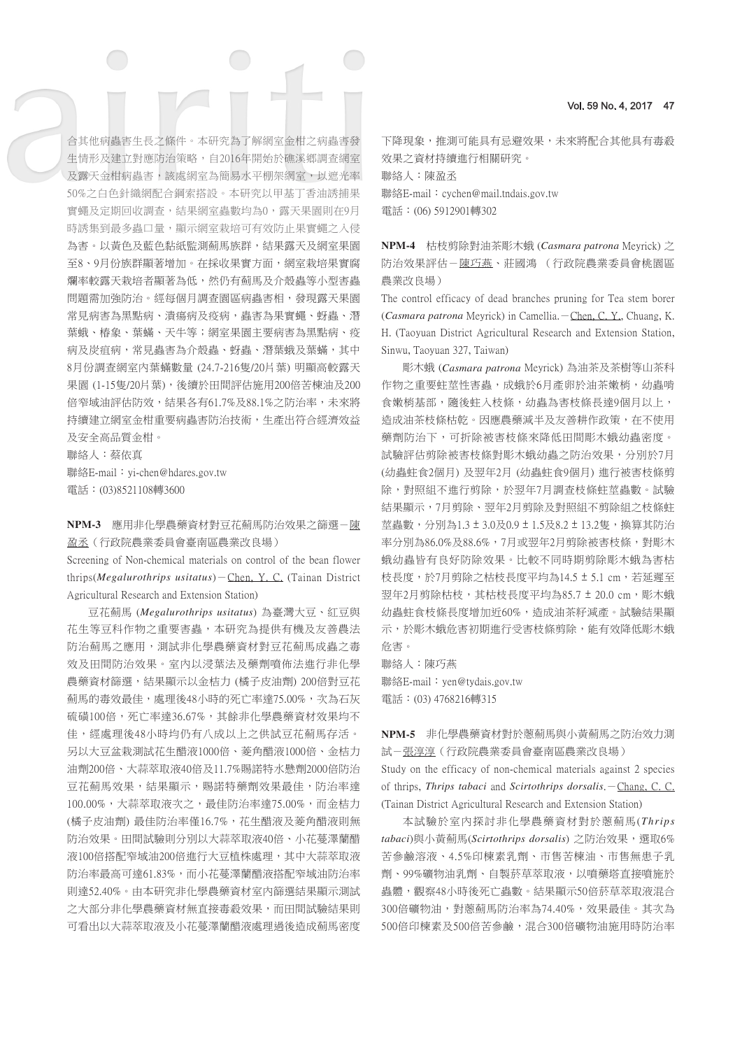合其他病蟲害生長之條件。本研究為了解網室金柑之病蟲害發生情形及建立對應防治策略，自2016年開始於礁溪鄉調查網室及露天金柑病蟲害，該處網室為簡易水平棚架網室，以遮光率50%之白色針織網配合鋼索搭設。本研究以甲基丁香油誘捕果實蠅及定期回收調查，結果網室蟲數均為0，露天果園則在9月時誘集到最多蟲口量，顯示網室栽培可有效防止果實蠅之入侵為害。以黃色及藍色黏紙監測薊馬族群，結果露天及網室果園至8、9月份族群顯著增加。在採收果實方面，網室栽培果實腐爛率較露天栽培者顯著為低，然仍有薊馬及介殼蟲等小型害蟲問題需加強防治。經每個月調查園區病蟲害相，發現露天果園常見病害為黑點病、潰瘍病及瘡病，蟲害為果實蠅、蚜蟲、潛葉蛾、椿象、葉蟎、天牛等；網室果園主要病害為黑點病、瘡病及炭疽病，常見蟲害為介殼蟲、蚜蟲、潛葉蛾及葉蟎，其中8月份調查網室內葉蟎數量 (24.7-216隻/20片葉) 明顯高較露天果園 (1-15隻/20片葉)，後續於田間評估施用200倍苦楝油及200倍窄域油評估防效，結果各有61.7%及88.1%之防治率，未來將持續建立網室金柑重要病蟲害防治技術，生產出符合經濟效益及安全高品質金柑。

聯絡人：蔡依真

聯絡E-mail：yi-chen@hdares.gov.tw

電話：(03)8521108轉3600

**NPM-3**　應用非化學農藥資材對豆花薊馬防治效果之篩選－陳盈丞（行政院農業委員會臺南區農業改良場）

Screening of Non-chemical materials on control of the bean flower thrips(*Megalurothrips usitatus*)－Chen, Y. C. (Tainan District Agricultural Research and Extension Station)

豆花薊馬 (*Megalurothrips usitatus*) 為臺灣大豆、紅豆與花生等豆科作物之重要害蟲，本研究為提供有機及友善農法防治薊馬之應用，測試非化學農藥資材對豆花薊馬成蟲之毒效及田間防治效果。室內以浸葉法及藥劑噴佈法進行非化學農藥資材篩選，結果顯示以金桔力 (橘子皮油劑) 200倍對豆花薊馬的毒效最佳，處理後48小時的死亡率達75.00%，次為石灰硫磺100倍，死亡率達36.67%，其餘非化學農藥資材效果均不佳，經處理後48小時均仍有八成以上之供試豆花薊馬存活。另以大豆盆栽測試花生醋液1000倍、菱角醋液1000倍、金桔力油劑200倍、大蒜萃取液40倍及11.7%賜諾特水懸劑2000倍防治豆花薊馬效果，結果顯示，賜諾特藥劑效果最佳，防治率達100.00%，大蒜萃取液次之，最佳防治率達75.00%，而金桔力(橘子皮油劑) 最佳防治率僅16.7%，花生醋液及菱角醋液則無防治效果。田間試驗則分別以大蒜萃取液40倍、小花蔓澤蘭醋液100倍搭配窄域油200倍進行大豆植株處理，其中大蒜萃取液防治率最高可達61.83%，而小花蔓澤蘭醋液搭配窄域油防治率則達52.40%。由本研究非化學農藥資材室內篩選結果顯示測試之大部分非化學農藥資材無直接毒殺效果，而田間試驗結果則可看出以大蒜萃取液及小花蔓澤蘭醋液處理過後造成薊馬密度下降現象，推測可能具有忌避效果，未來將配合其他具有毒殺效果之資材持續進行相關研究。

聯絡人：陳盈丞

聯絡E-mail：cychen@mail.tndais.gov.tw

電話：(06) 5912901轉302

**NPM-4**　枯枝剪除對油茶彫木蛾 (*Casmara patrona* Meyrick) 之防治效果評估－陳巧燕、莊國鴻 （行政院農業委員會桃園區農業改良場）

The control efficacy of dead branches pruning for Tea stem borer (*Casmara patrona* Meyrick) in Camellia.－Chen, C. Y., Chuang, K. H. (Taoyuan District Agricultural Research and Extension Station, Sinwu, Taoyuan 327, Taiwan)

彫木蛾 (*Casmara patrona* Meyrick) 為油茶及茶樹等山茶科作物之重要蛀莖性害蟲，成蛾於6月產卵於油茶嫩梢，幼蟲啃食嫩梢基部，隨後蛀入枝條，幼蟲為害枝條長達9個月以上，造成油茶枝條枯乾。因應農藥減半及友善耕作政策，在不使用藥劑防治下，可折除被害枝條來降低田間彫木蛾幼蟲密度。試驗評估剪除被害枝條對彫木蛾幼蟲之防治效果，分別於7月 (幼蟲蛀食2個月) 及翌年2月 (幼蟲蛀食9個月) 進行被害枝條剪除，對照組不進行剪除，於翌年7月調查枝條蛀莖蟲數。試驗結果顯示，7月剪除、翌年2月剪除及對照組不剪除組之枝條蛀莖蟲數，分別為1.3 ± 3.0及0.9 ± 1.5及8.2 ± 13.2隻，換算其防治率分別為86.0%及88.6%，7月或翌年2月剪除被害枝條，對彫木蛾幼蟲皆有良好防除效果。比較不同時期剪除彫木蛾為害枯枝長度，於7月剪除之枯枝長度平均為14.5 ± 5.1 cm，若延遲至翌年2月剪除枯枝，其枯枝長度平均為85.7 ± 20.0 cm，彫木蛾幼蟲蛀食枝條長度增加近60%，造成油茶杆減產。試驗結果顯示，於彫木蛾危害初期進行受害枝條剪除，能有效降低彫木蛾危害。

聯絡人：陳巧燕

聯絡E-mail：yen@tydais.gov.tw

電話：(03) 4768216轉315

**NPM-5**　非化學農藥資材對於蔥薊馬與小黃薊馬之防治效力測試－張淳淳（行政院農業委員會臺南區農業改良場）

Study on the efficacy of non-chemical materials against 2 species of thrips, *Thrips tabaci* and *Scirtothrips dorsalis*.－Chang, C. C. (Tainan District Agricultural Research and Extension Station)

本試驗於室內探討非化學農藥資材對於蔥薊馬(*Thrips tabaci*)與小黃薊馬(*Scirtothrips dorsalis*) 之防治效果，選取6%苦參鹼溶液、4.5%印楝素乳劑、市售苦楝油、市售無患子乳劑、99%礦物油乳劑、自製菸草萃取液，以噴藥塔直接噴施於蟲體，觀察48小時後死亡蟲數。結果顯示50倍菸草萃取液混合300倍礦物油，對蔥薊馬防治率為74.40%，效果最佳。其次為500倍印楝素及500倍苦參鹼，混合300倍礦物油施用時防治率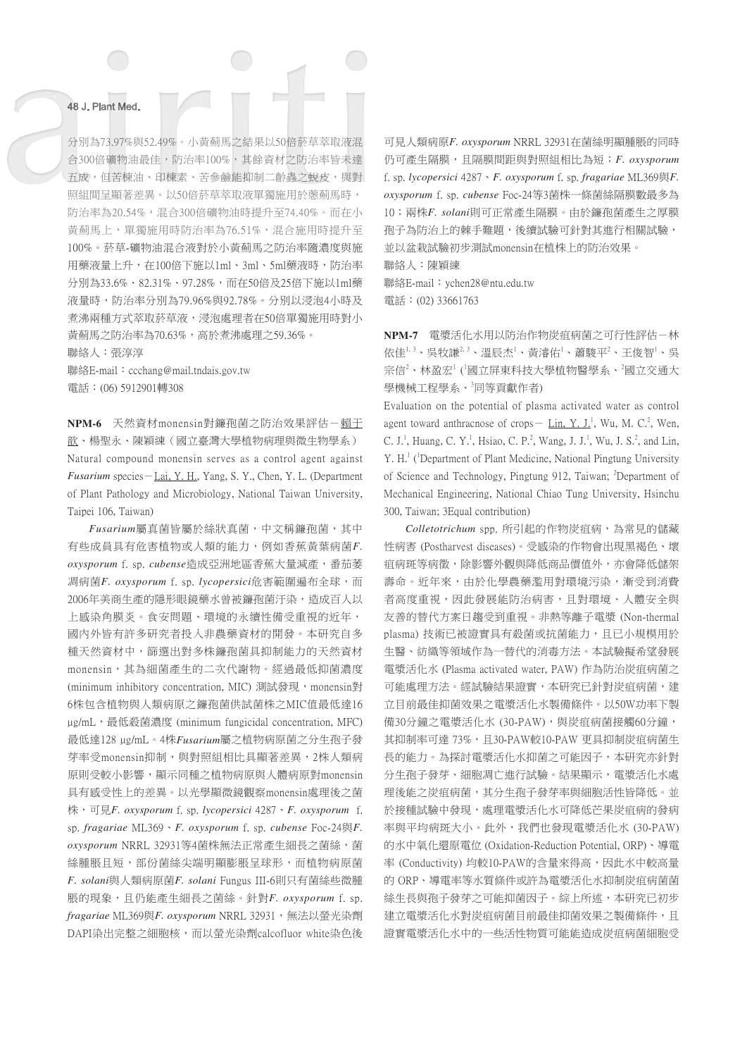分別為73.97%與52.49%。小黃薊馬之結果以50倍菸草萃取液混合300倍礦物油最佳，防治率100%，其餘資材之防治率皆未達五成，但苦楝油、印楝素、苦參鹼能抑制二齡蟲之蛻皮，與對照組間呈顯著差異。以50倍菸草萃取液單獨施用於蔥薊馬時，防治率為20.54%，混合300倍礦物油時提升至74.40%。而在小黃薊馬上，單獨施用時防治率為76.51%，混合施用時提升至100%。菸草-礦物油混合液對於小黃薊馬之防治率隨濃度與施用藥液量上升，在100倍下施以1ml、3ml、5ml藥液時，防治率分別為33.6%、82.31%、97.28%，而在50倍及25倍下施以1ml藥液量時，防治率分別為79.96%與92.78%。分別以浸泡4小時及煮沸兩種方式萃取菸草液，浸泡處理者在50倍單獨施用時對小黃薊馬之防治率為70.63%，高於煮沸處理之59.36%。

聯絡人：張淳淳

聯絡E-mail：ccchang@mail.tndais.gov.tw

電話：(06) 5912901轉308

**NPM-6** 天然資材monensin對鐮孢菌之防治效果評估－賴于歆、楊聖永、陳穎練（國立臺灣大學植物病理與微生物學系）

Natural compound monensin serves as a control agent against *Fusarium* species－Lai, Y. H., Yang, S. Y., Chen, Y. L. (Department of Plant Pathology and Microbiology, National Taiwan University, Taipei 106, Taiwan)

*Fusarium*屬真菌皆屬於絲狀真菌，中文稱鐮孢菌，其中有些成員具有危害植物或人類的能力，例如香蕉黃葉病菌*F. oxysporum* f. sp. *cubense*造成亞洲地區香蕉大量減產，番茄萎凋病菌*F. oxysporum* f. sp. *lycopersici*危害範圍遍布全球，而2006年美商生產的隱形眼鏡藥水曾被鐮孢菌汙染，造成百人以上感染角膜炎。食安問題、環境的永續性備受重視的近年，國內外皆有許多研究者投入非農藥資材的開發。本研究自多種天然資材中，篩選出對多株鐮孢菌具抑制能力的天然資材monensin，其為細菌產生的二次代謝物。經過最低抑菌濃度 (minimum inhibitory concentration, MIC) 測試發現，monensin對6株包含植物與人類病原之鐮孢菌供試菌株之MIC值最低達16 μg/mL，最低殺菌濃度 (minimum fungicidal concentration, MFC) 最低達128 μg/mL。4株*Fusarium*屬之植物病原菌之分生孢子發芽率受monensin抑制，與對照組相比具顯著差異，2株人類病原則受較小影響，顯示同種之植物病原與人體病原對monensin具有感受性上的差異。以光學顯微鏡觀察monensin處理後之菌株，可見*F. oxysporum* f. sp. *lycopersici* 4287、*F. oxysporum* f. sp. *fragariae* ML369、*F. oxysporum* f. sp. *cubense* Foc-24與*F. oxysporum* NRRL 32931等4菌株無法正常產生細長之菌絲，菌絲腫脹且短，部份菌絲尖端明顯膨脹呈球形，而植物病原菌*F. solani*與人類病原菌*F. solani* Fungus III-6則只有菌絲些微腫脹的現象，且仍能產生細長之菌絲。針對*F. oxysporum* f. sp. *fragariae* ML369與*F. oxysporum* NRRL 32931，無法以螢光染劑DAPI染出完整之細胞核，而以螢光染劑calcofluor white染色後可見人類病原*F. oxysporum* NRRL 32931在菌絲明顯腫脹的同時仍可產生隔膜，且隔膜間距與對照組相比為短；*F. oxysporum* f. sp. *lycopersici* 4287、*F. oxysporum* f. sp. *fragariae* ML369與*F. oxysporum* f. sp. *cubense* Foc-24等3菌株一條菌絲隔膜數最多為10；兩株*F. solani*則可正常產生隔膜。由於鐮孢菌產生之厚膜孢子為防治上的棘手難題，後續試驗可針對其進行相關試驗，並以盆栽試驗初步測試monensin在植株上的防治效果。

聯絡人：陳穎練

聯絡E-mail：ychen28@ntu.edu.tw

電話：(02) 33661763

**NPM-7** 電漿活化水用以防治作物炭疽病菌之可行性評估－林依佳[1,3]、吳牧謙[2,3]、溫辰杰[1]、黃濬佑[1]、蕭駿平[2]、王俊智[1]、吳宗信[2]、林盈宏[1] ([1]國立屏東科技大學植物醫學系、[2]國立交通大學機械工程學系、[3]同等貢獻作者)

Evaluation on the potential of plasma activated water as control agent toward anthracnose of crops－Lin, Y. J.[1], Wu, M. C.[2], Wen, C. J.[1], Huang, C. Y.[1], Hsiao, C. P.[2], Wang, J. J.[1], Wu, J. S.[2], and Lin, Y. H.[1] ([1]Department of Plant Medicine, National Pingtung University of Science and Technology, Pingtung 912, Taiwan; [2]Department of Mechanical Engineering, National Chiao Tung University, Hsinchu 300, Taiwan; 3Equal contribution)

*Colletotrichum* spp. 所引起的作物炭疽病，為常見的儲藏性病害 (Postharvest diseases)。受感染的作物會出現黑褐色、壞疽病斑等病徵，除影響外觀與降低商品價值外，亦會降低儲架壽命。近年來，由於化學農藥濫用對環境污染，漸受到消費者高度重視，因此發展能防治病害，且對環境、人體安全與友善的替代方案日趨受到重視。非熱等離子電漿 (Non-thermal plasma) 技術已被證實具有殺菌或抗菌能力，且已小規模用於生醫、紡織等領域作為一替代的消毒方法。本試驗擬希望發展電漿活化水 (Plasma activated water, PAW) 作為防治炭疽病菌之可能處理方法。經試驗結果證實，本研究已針對炭疽病菌，建立目前最佳抑菌效果之電漿活化水製備條件。以50W功率下製備30分鐘之電漿活化水 (30-PAW)，與炭疽病菌接觸60分鐘，其抑制率可達 73%，且30-PAW較10-PAW 更具抑制炭疽病菌生長的能力。為探討電漿活化水抑菌之可能因子，本研究亦針對分生孢子發芽、細胞凋亡進行試驗。結果顯示，電漿活化水處理後能之炭疽病菌，其分生孢子發芽率與細胞活性皆降低。並於接種試驗中發現，處理電漿活化水可降低芒果炭疽病的發病率與平均病斑大小。此外，我們也發現電漿活化水 (30-PAW) 的水中氧化還原電位 (Oxidation-Reduction Potential, ORP)、導電率 (Conductivity) 均較10-PAW的含量來得高，因此水中較高量的 ORP、導電率等水質條件或許為電漿活化水抑制炭疽病菌菌絲生長與孢子發芽之可能抑菌因子。綜上所述，本研究已初步建立電漿活化水對炭疽病菌目前最佳抑菌效果之製備條件，且證實電漿活化水中的一些活性物質可能能造成炭疽病菌細胞受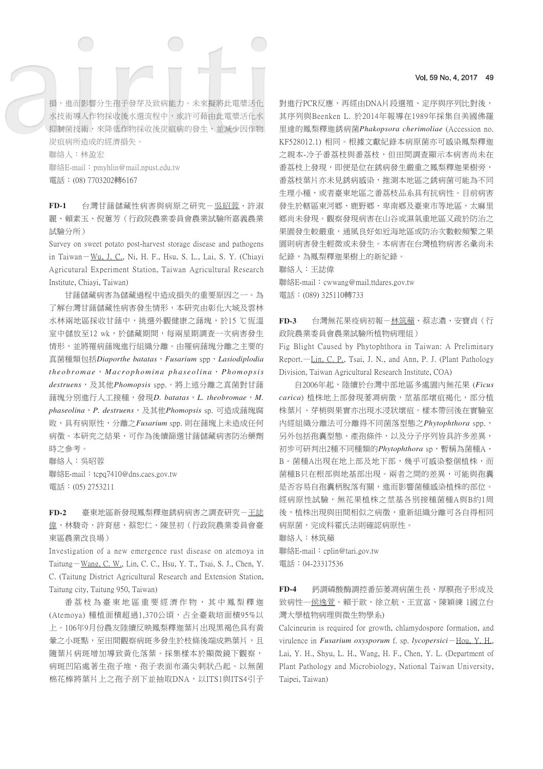損，進而影響分生孢子發芽及致病能力。未來擬將此電漿活化水技術導入作物採收後水選流程中，或許可藉由此電漿活化水抑制菌技術，來降低作物採收後炭疽病的發生，並減少因作物炭疽病所造成的經濟損失。

聯絡人：林盈宏

聯絡E-mail：pmyhlin@mail.npust.edu.tw

電話：(08) 7703202轉6167

**FD-1**　台灣甘藷儲藏性病害與病原之研究－吳昭蓉、許淑麗、賴素玉、倪蕙芳（行政院農業委員會農業試驗所嘉義農業試驗分所）

Survey on sweet potato post-harvest storage disease and pathogens in Taiwan－Wu, J. C., Ni, H. F., Hsu, S. L., Lai, S. Y. (Chiayi Agricutural Experiment Station, Taiwan Agricultural Research Institute, Chiayi, Taiwan)

甘藷儲藏病害為儲藏過程中造成損失的重要原因之一。為了解台灣甘藷儲藏性病害發生情形，本研究由彰化大城及雲林水林兩地區採收甘藷中，挑選外觀健康之藷塊，於15 ℃恆溫室中儲放至12 wk，於儲藏期間，每兩星期調查一次病害發生情形，並將罹病藷塊進行組織分離。由罹病藷塊分離之主要的真菌種類包括*Diaporthe batatas*，*Fusarium* spp，*Lasiodiplodia theobromae*，*Macrophomina phaseolina*，*Phomopsis destruens*，及其他*Phomopsis* spp.。將上述分離之真菌對甘藷藷塊分別進行人工接種，發現*D. batatas*，*L. theobromae*，*M. phaseolina*，*P. destruens*，及其他*Phomopsis* sp. 可造成藷塊腐敗，具有病原性，分離之*Fusarium* spp. 則在藷塊上未造成任何病徵。本研究之結果，可作為後續篩選甘藷儲藏病害防治藥劑時之參考。

聯絡人：吳昭蓉

聯絡E-mail：tcpq7410@dns.caes.gov.tw

電話：(05) 2753211

**FD-2**　臺東地區新發現鳳梨釋迦銹病病害之調查研究－王誌偉、林駿奇、許育慈、蔡恕仁、陳昱初（行政院農業委員會臺東區農業改良場）

Investigation of a new emergence rust disease on atemoya in Taitung－Wang, C. W., Lin, C. C., Hsu, Y. T., Tsai, S. J., Chen, Y. C. (Taitung District Agricultural Research and Extension Station, Taitung city, Taitung 950, Taiwan)

番荔枝為臺東地區重要經濟作物，其中鳳梨釋迦(Atemoya) 種植面積超過1,370公頃，占全臺栽培面積95%以上。106年9月份農友陸續反映鳳梨釋迦葉片出現黑褐色具有黃暈之小斑點，至田間觀察病斑多發生於枝條後端成熟葉片，且隨葉片病斑增加導致黃化落葉。採集樣本於顯微鏡下觀察，病斑凹陷處著生孢子堆，孢子表面布滿尖刺狀凸起。以無菌棉花棒將葉片上之孢子刮下並抽取DNA，以ITS1與ITS4引子對進行PCR反應，再經由DNA片段選殖、定序與序列比對後，其序列與Beenken L. 於2014年報導在1989年採集自美國佛羅里達的鳳梨釋迦銹病菌*Phakopsora cherimoliae* (Accession no. KF528012.1) 相同。根據文獻紀錄本病原菌亦可感染鳳梨釋迦之親本-冷子番荔枝與番荔枝，但田間調查顯示本病害尚未在番荔枝上發現，即便是位在銹病發生嚴重之鳳梨釋迦果樹旁，番荔枝葉片亦未見銹病感染，推測本地區之銹病菌可能為不同生理小種，或者臺東地區之番荔枝品系具有抗病性。目前病害發生於轄區東河鄉、鹿野鄉、卑南鄉及臺東市等地區，太麻里鄉尚未發現。觀察發現病害在山谷或濕氣重地區又疏於防治之果園發生較嚴重，通風良好如近海地區或防治次數較頻繁之果園則病害發生輕微或未發生。本病害在台灣植物病害名彙尚未紀錄，為鳳梨釋迦果樹上的新紀錄。

聯絡人：王誌偉

聯絡E-mail：cwwang@mail.ttdares.gov.tw

電話：(089) 325110轉733

**FD-3**　台灣無花果疫病初報－林筑蘋、蔡志濃、安寶貞（行政院農業委員會農業試驗所植物病理組）

Fig Blight Caused by Phytophthora in Taiwan: A Preliminary Report.—Lin, C. P., Tsai, J. N., and Ann, P. J. (Plant Pathology Division, Taiwan Agricultural Research Institute, COA)

自2006年起，陸續於台灣中部地區多處園內無花果 (*Ficus carica*) 植株地上部發現萎凋病徵，莖基部壞疽褐化，部分植株葉片、芽梢與果實亦出現水浸狀壞疽。樣本帶回後在實驗室內經組織分離法可分離得不同菌落型態之*Phytophthora* spp.，另外包括孢囊型態、產孢條件，以及分子序列皆具許多差異，初步可研判出2種不同種類的*Phytophthora* sp，暫稱為菌種A、B。菌種A出現在地上部及地下部，幾乎可感染整個植株，而菌種B只在根部與地基部出現。兩者之間的差異，可能與孢囊是否容易自孢囊柄脫落有關，進而影響菌種感染植株的部位。經病原性試驗，無花果植株之莖基各別接種菌種A與B約1周後，植株出現與田間相似之病徵，重新組織分離可各自得相同病原菌，完成科霍氏法則確認病原性。

聯絡人：林筑蘋

聯絡E-mail：cplin@tari.gov.tw

電話：04-23317536

**FD-4**　鈣調磷酸酶調控番茄萎凋病菌生長、厚膜孢子形成及致病性—侯逸萱、賴于歆、徐立航、王宣富、陳穎練 1國立台灣大學植物病理與微生物學系)

Calcineurin is required for growth, chlamydospore formation, and virulence in *Fusarium oxysporum* f. sp. *lycopersici*－Hou, Y. H., Lai, Y. H., Shyu, L. H., Wang, H. F., Chen, Y. L. (Department of Plant Pathology and Microbiology, National Taiwan University, Taipei, Taiwan)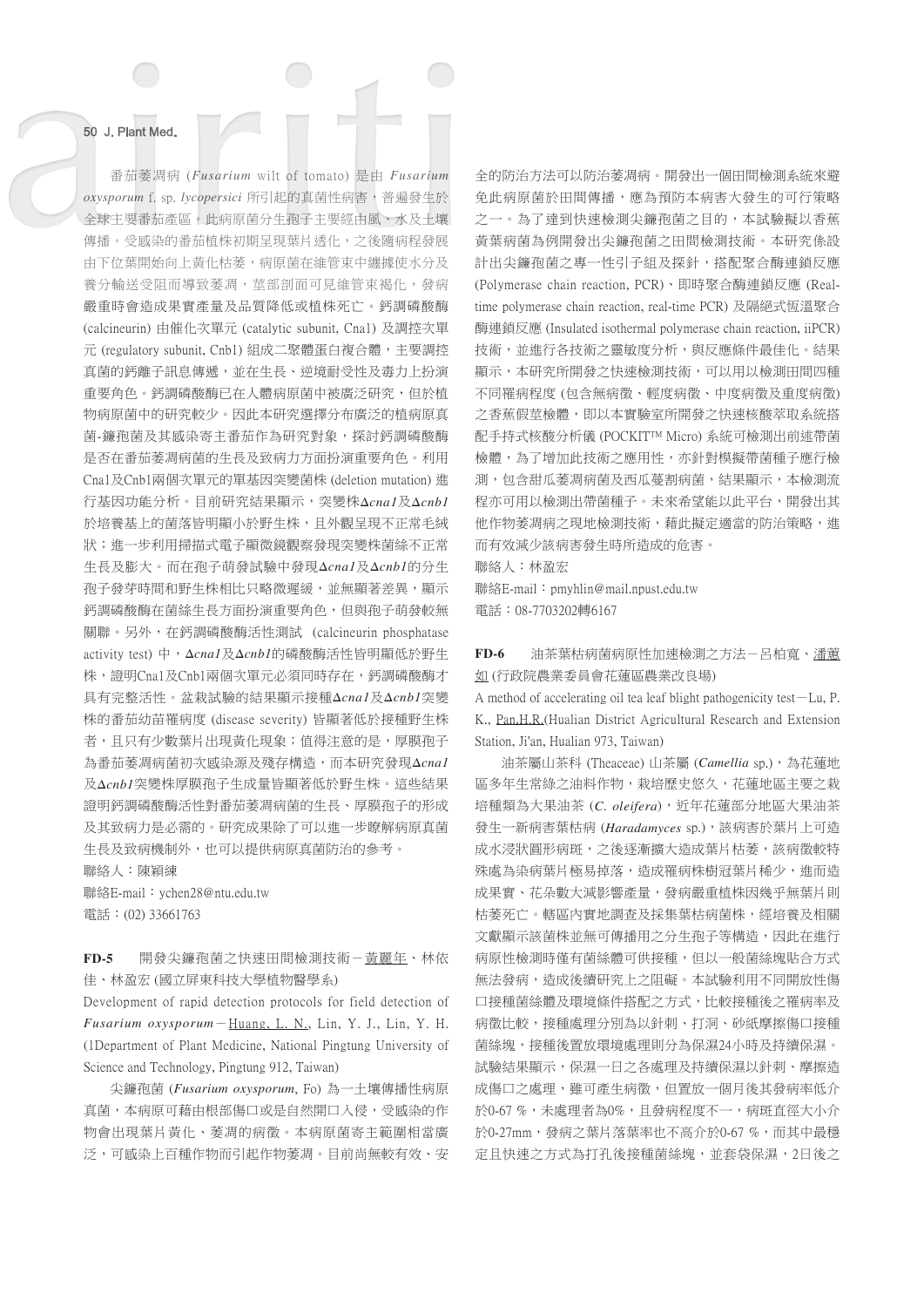番茄萎凋病 (*Fusarium* wilt of tomato) 是由 *Fusarium oxysporum* f. sp. *lycopersici* 所引起的真菌性病害，普遍發生於全球主要番茄產區。此病原菌分生孢子主要經由風、水及土壤傳播。受感染的番茄植株初期呈現葉片透化，之後隨病程發展由下位葉開始向上黃化枯萎，病原菌在維管束中纏據使水分及養分輸送受阻而導致萎凋，莖部剖面可見維管束褐化，發病嚴重時會造成果實產量及品質降低或植株死亡。鈣調磷酸酶 (calcineurin) 由催化次單元 (catalytic subunit, Cna1) 及調控次單元 (regulatory subunit, Cnb1) 組成二聚體蛋白複合體，主要調控真菌的鈣離子訊息傳遞，並在生長、逆境耐受性及毒力上扮演重要角色。鈣調磷酸酶已在人體病原菌中被廣泛研究，但於植物病原菌中的研究較少。因此本研究選擇分布廣泛的植病原真菌-鐮孢菌及其感染寄主番茄作為研究對象，探討鈣調磷酸酶是否在番茄萎凋病菌的生長及致病力方面扮演重要角色。利用Cna1及Cnb1兩個次單元的單基因突變菌株 (deletion mutation) 進行基因功能分析。目前研究結果顯示，突變株*Δcna1*及*Δcnb1*於培養基上的菌落皆明顯小於野生株，且外觀呈現不正常毛絨狀；進一步利用掃描式電子顯微鏡觀察發現突變株菌絲不正常生長及膨大。而在孢子萌發試驗中發現*Δcna1*及*Δcnb1*的分生孢子發芽時間和野生株相比只略微遲緩，並無顯著差異，顯示鈣調磷酸酶在菌絲生長方面扮演重要角色，但與孢子萌發較無關聯。另外，在鈣調磷酸酶活性測試 (calcineurin phosphatase activity test) 中，*Δcna1*及*Δcnb1*的磷酸酶活性皆明顯低於野生株，證明Cna1及Cnb1兩個次單元必須同時存在，鈣調磷酸酶才具有完整活性。盆栽試驗的結果顯示接種*Δcna1*及*Δcnb1*突變株的番茄幼苗罹病度 (disease severity) 皆顯著低於接種野生株者，且只有少數葉片出現黃化現象；值得注意的是，厚膜孢子為番茄萎凋病菌初次感染源及殘存構造，而本研究發現*Δcna1*及*Δcnb1*突變株厚膜孢子生成量皆顯著低於野生株。這些結果證明鈣調磷酸酶活性對番茄萎凋病菌的生長、厚膜孢子的形成及其致病力是必需的。研究成果除了可以進一步瞭解病原真菌生長及致病機制外，也可以提供病原真菌防治的參考。

聯絡人：陳穎練

聯絡E-mail：ychen28@ntu.edu.tw

電話：(02) 33661763

**FD-5**　開發尖鐮孢菌之快速田間檢測技術－黃麗年、林依佳、林盈宏 (國立屏東科技大學植物醫學系)

Development of rapid detection protocols for field detection of *Fusarium oxysporum*－Huang, L. N., Lin, Y. J., Lin, Y. H. (1Department of Plant Medicine, National Pingtung University of Science and Technology, Pingtung 912, Taiwan)

尖鐮孢菌 (*Fusarium oxysporum*, Fo) 為一土壤傳播性病原真菌，本病原可藉由根部傷口或是自然開口入侵，受感染的作物會出現葉片黃化、萎凋的病徵。本病原菌寄主範圍相當廣泛，可感染上百種作物而引起作物萎凋。目前尚無較有效、安全的防治方法可以防治萎凋病。開發出一個田間檢測系統來避免此病原菌於田間傳播，應為預防本病害大發生的可行策略之一。為了達到快速檢測尖鐮孢菌之目的，本試驗擬以香蕉黃葉病菌為例開發出尖鐮孢菌之田間檢測技術。本研究係設計出尖鐮孢菌之專一性引子組及探針，搭配聚合酶連鎖反應 (Polymerase chain reaction, PCR)、即時聚合酶連鎖反應 (Real-time polymerase chain reaction, real-time PCR) 及隔絕式恆溫聚合酶連鎖反應 (Insulated isothermal polymerase chain reaction, iiPCR) 技術，並進行各技術之靈敏度分析，與反應條件最佳化。結果顯示，本研究所開發之快速檢測技術，可以用以檢測田間四種不同罹病程度 (包含無病徵、輕度病徵、中度病徵及重度病徵) 之香蕉假莖檢體，即以本實驗室所開發之快速核酸萃取系統搭配手持式核酸分析儀 (POCKIT™ Micro) 系統可檢測出前述帶菌檢體，為了增加此技術之應用性，亦針對模擬帶菌種子應行檢測，包含甜瓜萎凋病菌及西瓜蔓割病菌，結果顯示，本檢測流程亦可用以檢測出帶菌種子。未來希望能以此平台，開發出其他作物萎凋病之現地檢測技術，藉此擬定適當的防治策略，進而有效減少該病害發生時所造成的危害。

聯絡人：林盈宏

聯絡E-mail：pmyhlin@mail.npust.edu.tw

電話：08-7703202轉6167

**FD-6**　油茶葉枯病菌病原性加速檢測之方法－呂柏寬、潘蕙如 (行政院農業委員會花蓮區農業改良場)

A method of accelerating oil tea leaf blight pathogenicity test－Lu, P. K., Pan,H.R.(Hualian District Agricultural Research and Extension Station, Ji'an, Hualian 973, Taiwan)

油茶屬山茶科 (Theaceae) 山茶屬 (*Camellia* sp.)，為花蓮地區多年生常綠之油料作物，栽培歷史悠久，花蓮地區主要之栽培種類為大果油茶 (*C. oleifera*)，近年花蓮部分地區大果油茶發生一新病害葉枯病 (*Haradamyces* sp.)，該病害於葉片上可造成水浸狀圓形病斑，之後逐漸擴大造成葉片枯萎，該病徵較特殊處為染病葉片極易掉落，造成罹病株樹冠葉片稀少，進而造成果實、花朵數大減影響產量，發病嚴重植株因幾乎無葉片則枯萎死亡。轄區內實地調查及採集葉枯病菌株，經培養及相關文獻顯示該菌株並無可傳播用之分生孢子等構造，因此在進行病原性檢測時僅有菌絲體可供接種，但以一般菌絲塊貼合方式無法發病，造成後續研究上之阻礙。本試驗利用不同開放性傷口接種菌絲體及環境條件搭配之方式，比較接種後之罹病率及病徵比較，接種處理分別為以針刺、打洞、砂紙摩擦傷口接種菌絲塊，接種後置放環境處理則分為保濕24小時及持續保濕。試驗結果顯示，保濕一日之各處理及持續保濕以針刺、摩擦造成傷口之處理，雖可產生病徵，但置放一個月後其發病率低介於0-67 %，未處理者為0%，且發病程度不一，病斑直徑大小介於0-27mm，發病之葉片落葉率也不高介於0-67 %，而其中最穩定且快速之方式為打孔後接種菌絲塊，並套袋保濕，2日後之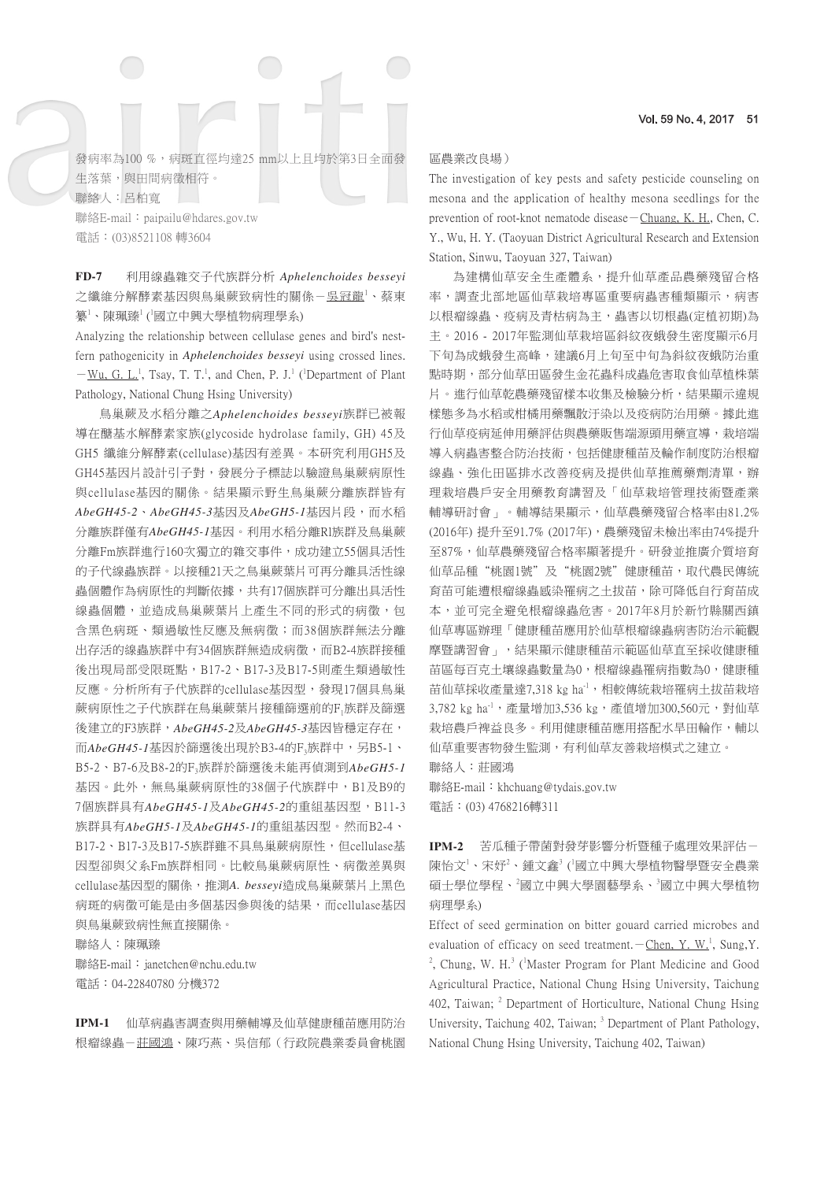發病率為100 %，病斑直徑均達25 mm以上且均於第3日全面發生落葉，與田間病徵相符。

聯絡人：呂柏寬

聯絡E-mail：paipailu@hdares.gov.tw

電話：(03)8521108 轉3604

**FD-7**　利用線蟲雜交子代族群分析 ***Aphelenchoides besseyi*** 之纖維分解酵素基因與鳥巢蕨致病性的關係－吳冠龍[1]、蔡東纂[1]、陳珮臻[1] ([1]國立中興大學植物病理學系)

Analyzing the relationship between cellulase genes and bird's nest-fern pathogenicity in ***Aphelenchoides besseyi*** using crossed lines. －Wu, G. L.[1], Tsay, T. T.[1], and Chen, P. J.[1] ([1]Department of Plant Pathology, National Chung Hsing University)

鳥巢蕨及水稻分離之*Aphelenchoides besseyi*族群已被報導在醣基水解酵素家族(glycoside hydrolase family, GH) 45及GH5 纖維分解酵素(cellulase)基因有差異。本研究利用GH5及GH45基因片設計引子對，發展分子標誌以驗證鳥巢蕨病原性與cellulase基因的關係。結果顯示野生鳥巢蕨分離族群皆有***AbeGH45-2***、***AbeGH45-3***基因及***AbeGH5-1***基因片段，而水稻分離族群僅有***AbeGH45-1***基因。利用水稻分離Rl族群及鳥巢蕨分離Fm族群進行160次獨立的雜交事件，成功建立55個具活性的子代線蟲族群。以接種21天之鳥巢蕨葉片可再分離具活性線蟲個體作為病原性的判斷依據，共有17個族群可分離出具活性線蟲個體，並造成鳥巢蕨葉片上產生不同的形式的病徵，包含黑色病斑、類過敏性反應及無病徵；而38個族群無法分離出存活的線蟲族群中有34個族群無造成病徵，而B2-4族群接種後出現局部受限斑點，B17-2、B17-3及B17-5則產生類過敏性反應。分析所有子代族群的cellulase基因型，發現17個具鳥巢蕨病原性之子代族群在鳥巢蕨葉片接種篩選前的$F_1$族群及篩選後建立的F3族群，***AbeGH45-2***及***AbeGH45-3***基因皆穩定存在，而***AbeGH45-1***基因於篩選後出現於B3-4的$F_3$族群中，另B5-1、B5-2、B7-6及B8-2的$F_3$族群於篩選後未能再偵測到***AbeGH5-1***基因。此外，無鳥巢蕨病原性的38個子代族群中，B1及B9的7個族群具有***AbeGH45-1***及***AbeGH45-2***的重組基因型，B11-3族群具有***AbeGH5-1***及***AbeGH45-1***的重組基因型。然而B2-4、B17-2、B17-3及B17-5族群雖不具鳥巢蕨病原性，但cellulase基因型卻與父系Fm族群相同。比較鳥巢蕨病原性、病徵差異與cellulase基因型的關係，推測*A. besseyi*造成鳥巢蕨葉片上黑色病斑的病徵可能是由多個基因參與後的結果，而cellulase基因與鳥巢蕨致病性無直接關係。

聯絡人：陳珮臻

聯絡E-mail：janetchen@nchu.edu.tw

電話：04-22840780 分機372

**IPM-1**　仙草病蟲害調查與用藥輔導及仙草健康種苗應用防治根瘤線蟲－莊國鴻、陳巧燕、吳信郁（行政院農業委員會桃園區農業改良場）

The investigation of key pests and safety pesticide counseling on mesona and the application of healthy mesona seedlings for the prevention of root-knot nematode disease－Chuang, K. H., Chen, C. Y., Wu, H. Y. (Taoyuan District Agricultural Research and Extension Station, Sinwu, Taoyuan 327, Taiwan)

為建構仙草安全生產體系，提升仙草產品農藥殘留合格率，調查北部地區仙草栽培專區重要病蟲害種類顯示，病害以根瘤線蟲、疫病及青枯病為主，蟲害以切根蟲(定植初期)為主。2016 - 2017年監測仙草栽培區斜紋夜蛾發生密度顯示6月下旬為成蛾發生高峰，建議6月上旬至中旬為斜紋夜蛾防治重點時期，部分仙草田區發生金花蟲科成蟲危害取食仙草植株葉片。進行仙草乾農藥殘留樣本收集及檢驗分析，結果顯示違規樣態多為水稻或柑橘用藥飄散汙染以及疫病防治用藥。據此進行仙草疫病延伸用藥評估與農藥販售端源頭用藥宣導，栽培端導入病蟲害整合防治技術，包括健康種苗及輪作制度防治根瘤線蟲、強化田區排水改善疫病及提供仙草推薦藥劑清單，辦理栽培農戶安全用藥教育講習及「仙草栽培管理技術暨產業輔導研討會」。輔導結果顯示，仙草農藥殘留合格率由81.2% (2016年) 提升至91.7% (2017年)，農藥殘留未檢出率由74%提升至87%，仙草農藥殘留合格率顯著提升。研發並推廣介質培育仙草品種"桃園1號"及"桃園2號"健康種苗，取代農民傳統育苗可能遭根瘤線蟲感染罹病之土拔苗，除可降低自行育苗成本，並可完全避免根瘤線蟲危害。2017年8月於新竹縣關西鎮仙草專區辦理「健康種苗應用於仙草根瘤線蟲病害防治示範觀摩暨講習會」，結果顯示健康種苗示範區仙草直至採收健康種苗區每百克土壤線蟲數量為0，根瘤線蟲罹病指數為0，健康種苗仙草採收產量達7,318 kg $ha^{-1}$，相較傳統栽培罹病土拔苗栽培3,782 kg $ha^{-1}$，產量增加3,536 kg，產值增加300,560元，對仙草栽培農戶裨益良多。利用健康種苗應用搭配水旱田輪作，輔以仙草重要害物發生監測，有利仙草友善栽培模式之建立。

聯絡人：莊國鴻

聯絡E-mail：khchuang@tydais.gov.tw

電話：(03) 4768216轉311

**IPM-2**　苦瓜種子帶菌對發芽影響分析暨種子處理效果評估－陳怡文[1]、宋妤[2]、鍾文鑫[3] ([1]國立中興大學植物醫學暨安全農業碩士學位學程、[2]國立中興大學園藝學系、[3]國立中興大學植物病理學系)

Effect of seed germination on bitter gouard carried microbes and evaluation of efficacy on seed treatment.－Chen, Y. W.[1], Sung,Y.[2], Chung, W. H.[3] ([1]Master Program for Plant Medicine and Good Agricultural Practice, National Chung Hsing University, Taichung 402, Taiwan; [2] Department of Horticulture, National Chung Hsing University, Taichung 402, Taiwan; [3] Department of Plant Pathology, National Chung Hsing University, Taichung 402, Taiwan)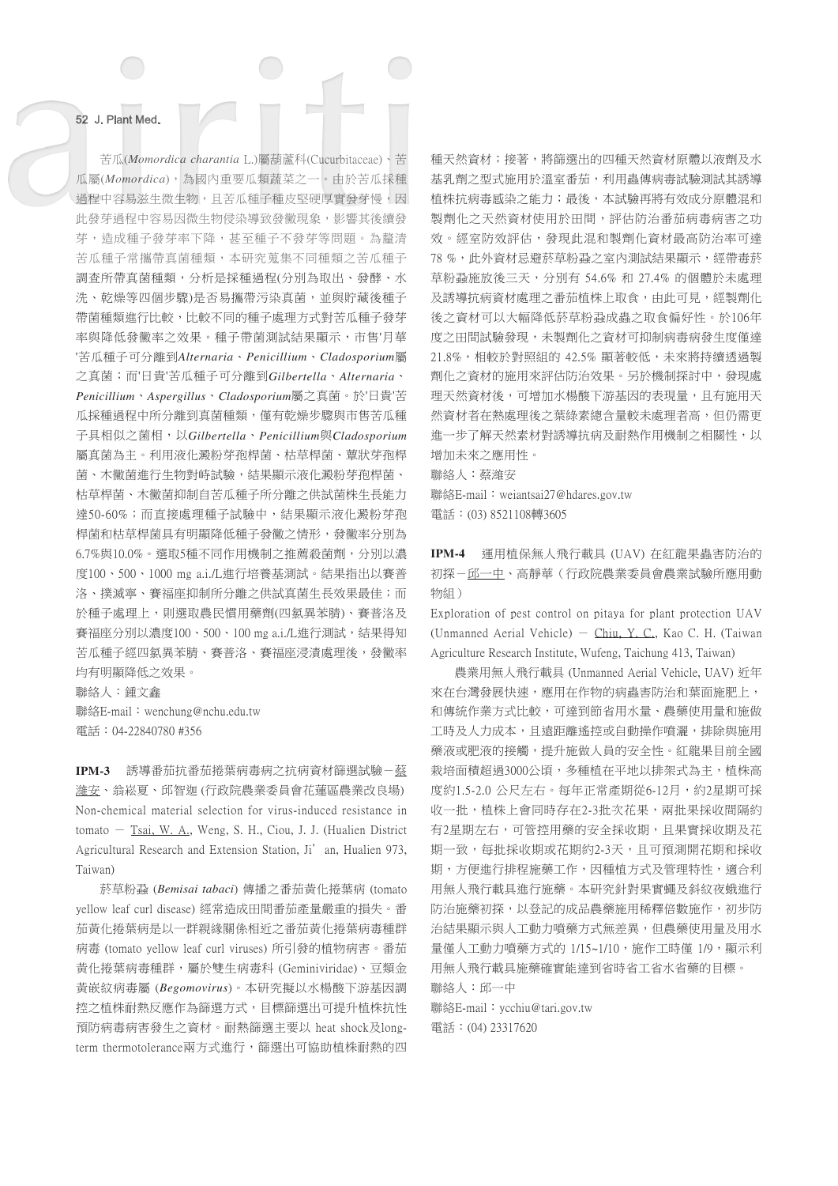苦瓜(*Momordica charantia* L.)屬葫蘆科(Cucurbitaceae)、苦瓜屬(*Momordica*)，為國內重要瓜類蔬菜之一。由於苦瓜採種過程中容易滋生微生物，且苦瓜種子種皮堅硬厚實發芽慢，因此發芽過程中容易因微生物侵染導致發黴現象，影響其後續發芽，造成種子發芽率下降，甚至種子不發芽等問題。為釐清苦瓜種子常攜帶真菌種類，本研究蒐集不同種類之苦瓜種子調查所帶真菌種類，分析是採種過程(分別為取出、發酵、水洗、乾燥等四個步驟)是否易攜帶污染真菌，並與貯藏後種子帶菌種類進行比較，比較不同的種子處理方式對苦瓜種子發芽率與降低發黴率之效果。種子帶菌測試結果顯示，市售'月華'苦瓜種子可分離到*Alternaria*、*Penicillium*、*Cladosporium*屬之真菌；而'日貴'苦瓜種子可分離到*Gilbertella*、*Alternaria*、*Penicillium*、*Aspergillus*、*Cladosporium*屬之真菌。於'日貴'苦瓜採種過程中所分離到真菌種類，僅有乾燥步驟與市售苦瓜種子具相似之菌相，以*Gilbertella*、*Penicillium*與*Cladosporium*屬真菌為主。利用液化澱粉芽孢桿菌、枯草桿菌、蕈狀芽孢桿菌、木黴菌進行生物對峙試驗，結果顯示液化澱粉芽孢桿菌、枯草桿菌、木黴菌抑制自苦瓜種子所分離之供試菌株生長能力達50-60%；而直接處理種子試驗中，結果顯示液化澱粉芽孢桿菌和枯草桿菌具有明顯降低種子發黴之情形，發黴率分別為6.7%與10.0%。選取5種不同作用機制之推薦殺菌劑，分別以濃度100、500、1000 mg a.i./L進行培養基測試。結果指出以賽普洛、撲滅寧、賽福座抑制所分離之供試真菌生長效果最佳；而於種子處理上，則選取農民慣用藥劑(四氯異苯腈)、賽普洛及賽福座分別以濃度100、500、100 mg a.i./L進行測試，結果得知苦瓜種子經四氯異苯腈、賽普洛、賽福座浸漬處理後，發黴率均有明顯降低之效果。

聯絡人：鍾文鑫

聯絡E-mail：wenchung@nchu.edu.tw

電話：04-22840780 #356

**IPM-3**　誘導番茄抗番茄捲葉病毒病之抗病資材篩選試驗－<u>蔡濰安</u>、翁崧夏、邱智迦 (行政院農業委員會花蓮區農業改良場)

Non-chemical material selection for virus-induced resistance in tomato － <u>Tsai, W. A.</u>, Weng, S. H., Ciou, J. J. (Hualien District Agricultural Research and Extension Station, Ji'an, Hualien 973, Taiwan)

菸草粉蝨 (*Bemisai tabaci*) 傳播之番茄黃化捲葉病 (tomato yellow leaf curl disease) 經常造成田間番茄產量嚴重的損失。番茄黃化捲葉病是以一群親緣關係相近之番茄黃化捲葉病毒種群病毒 (tomato yellow leaf curl viruses) 所引發的植物病害。番茄黃化捲葉病毒種群，屬於雙生病毒科 (Geminiviridae)、豆類金黃嵌紋病毒屬 (*Begomovirus*)。本研究擬以水楊酸下游基因調控之植株耐熱反應作為篩選方式，目標篩選出可提升植株抗性預防病毒病害發生之資材。耐熱篩選主要以 heat shock及long-term thermotolerance兩方式進行，篩選出可協助植株耐熱的四種天然資材；接著，將篩選出的四種天然資材原體以液劑及水基乳劑之型式施用於溫室番茄，利用蟲傳病毒試驗測試其誘導植株抗病毒感染之能力；最後，本試驗再將有效成分原體混和製劑化之天然資材使用於田間，評估防治番茄病毒病害之功效。經室防效評估，發現此混和製劑化資材最高防治率可達 78 %，此外資材忌避菸草粉蝨之室內測試結果顯示，經帶毒菸草粉蝨施放後三天，分別有 54.6% 和 27.4% 的個體於未處理及誘導抗病資材處理之番茄植株上取食，由此可見，經製劑化後之資材可以大幅降低菸草粉蝨成蟲之取食偏好性。於106年度之田間試驗發現，未製劑化之資材可抑制病毒病發生度僅達 21.8%，相較於對照組的 42.5% 顯著較低，未來將持續透過製劑化之資材的施用來評估防治效果。另於機制探討中，發現處理天然資材後，可增加水楊酸下游基因的表現量，且有施用天然資材者在熱處理後之葉綠素總含量較未處理者高，但仍需更進一步了解天然素材對誘導抗病及耐熱作用機制之相關性，以增加未來之應用性。

聯絡人：蔡濰安

聯絡E-mail：weiantsai27@hdares.gov.tw

電話：(03) 8521108轉3605

**IPM-4**　運用植保無人飛行載具 (UAV) 在紅龍果蟲害防治的初探－<u>邱一中</u>、高靜華（行政院農業委員會農業試驗所應用動物組）

Exploration of pest control on pitaya for plant protection UAV (Unmanned Aerial Vehicle) － <u>Chiu, Y. C.</u>, Kao C. H. (Taiwan Agriculture Research Institute, Wufeng, Taichung 413, Taiwan)

農業用無人飛行載具 (Unmanned Aerial Vehicle, UAV) 近年來在台灣發展快速，應用在作物的病蟲害防治和葉面施肥上，和傳統作業方式比較，可達到節省用水量、農藥使用量和施做工時及人力成本，且遠距離遙控或自動操作噴灑，排除與施用藥液或肥液的接觸，提升施做人員的安全性。紅龍果目前全國栽培面積超過3000公頃，多種植在平地以排架式為主，植株高度約1.5-2.0 公尺左右。每年正常產期從6-12月，約2星期可採收一批，植株上會同時存在2-3批次花果，兩批果採收間隔約有2星期左右，可管控用藥的安全採收期，且果實採收期及花期一致，每批採收期或花期約2-3天，且可預測開花期和採收期，方便進行排程施藥工作，因種植方式及管理特性，適合利用無人飛行載具進行施藥。本研究針對果實蠅及斜紋夜蛾進行防治施藥初探，以登記的成品農藥施用稀釋倍數施作，初步防治結果顯示與人工動力噴藥方式無差異，但農藥使用量及用水量僅人工動力噴藥方式的 1/15~1/10，施作工時僅 1/9，顯示利用無人飛行載具施藥確實能達到省時省工省水省藥的目標。

聯絡人：邱一中

聯絡E-mail：ycchiu@tari.gov.tw

電話：(04) 23317620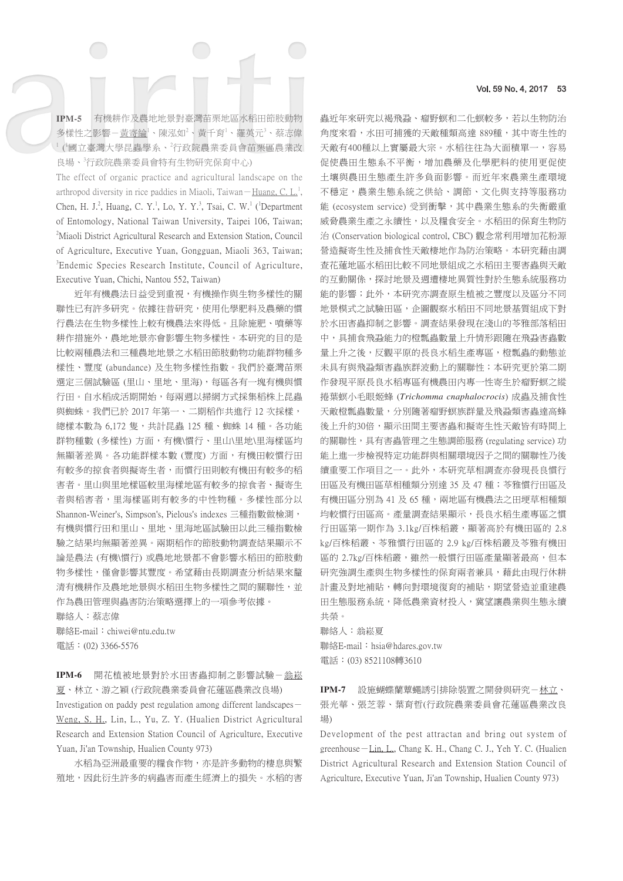**IPM-5** 有機耕作及農地地景對臺灣苗栗地區水稻田節肢動物多樣性之影響－黃寄綸[1]、陳泓如[2]、黃千育[1]、羅英元[3]、蔡志偉[1]（[1]國立臺灣大學昆蟲學系、[2]行政院農業委員會苗栗區農業改良場、[3]行政院農業委員會特有生物研究保育中心）

The effect of organic practice and agricultural landscape on the arthropod diversity in rice paddies in Miaoli, Taiwan－Huang, C. L.[1], Chen, H. J.[2], Huang, C. Y.[1], Lo, Y. Y.[3], Tsai, C. W.[1] ([1]Department of Entomology, National Taiwan University, Taipei 106, Taiwan; [2]Miaoli District Agricultural Research and Extension Station, Council of Agriculture, Executive Yuan, Gongguan, Miaoli 363, Taiwan; [3]Endemic Species Research Institute, Council of Agriculture, Executive Yuan, Chichi, Nantou 552, Taiwan)

近年有機農法日益受到重視，有機操作與生物多樣性的關聯性已有許多研究。依據往昔研究，使用化學肥料及農藥的慣行農法在生物多樣性上較有機農法來得低。且除施肥、噴藥等耕作措施外，農地地景亦會影響生物多樣性。本研究的目的是比較兩種農法和三種農地地景之水稻田節肢動物功能群物種多樣性、豐度 (abundance) 及生物多樣性指數。我們於臺灣苗栗選定三個試驗區 (里山、里地、里海)，每區各有一塊有機與慣行田。自水稻成活期開始，每兩週以掃網方式採集稻株上昆蟲與蜘蛛。我們已於 2017 年第一、二期稻作共進行 12 次採樣，總樣本數為 6,172 隻，共計昆蟲 125 種、蜘蛛 14 種。各功能群物種數 (多樣性) 方面，有機\慣行、里山\里地\里海樣區均無顯著差異。各功能群樣本數 (豐度) 方面，有機田較慣行田有較多的掠食者與擬寄生者，而慣行田則較有機田有較多的稻害者。里山與里地樣區較里海樣地區有較多的掠食者、擬寄生者與稻害者，里海樣區則有較多的中性物種。多樣性部分以 Shannon-Weiner's, Simpson's, Pielous's indexes 三種指數做檢測，有機與慣行田和里山、里地、里海地區試驗田以此三種指數檢驗之結果均無顯著差異。兩期稻作的節肢動物調查結果顯示不論是農法 (有機\慣行) 或農地地景都不會影響水稻田的節肢動物多樣性，僅會影響其豐度。希望藉由長期調查分析結果來釐清有機耕作及農地地景與水稻田生物多樣性之間的關聯性，並作為農田管理與蟲害防治策略選擇上的一項參考依據。

聯絡人：蔡志偉

聯絡E-mail：chiwei@ntu.edu.tw

電話：(02) 3366-5576

**IPM-6** 開花植被地景對於水田害蟲抑制之影響試驗－翁崧夏、林立、游之穎 (行政院農業委員會花蓮區農業改良場)

Investigation on paddy pest regulation among different landscapes－Weng, S. H., Lin, L., Yu, Z. Y. (Hualien District Agricultural Research and Extension Station Council of Agriculture, Executive Yuan, Ji'an Township, Hualien County 973)

水稻為亞洲最重要的糧食作物，亦是許多動物的棲息與繁殖地，因此衍生許多的病蟲害而產生經濟上的損失。水稻的害蟲近年來研究以褐飛蝨、瘤野螟和二化螟較多，若以生物防治角度來看，水田可捕獲的天敵種類高達 889種，其中寄生性的天敵有400種以上實屬最大宗。水稻往往為大面積單一，容易促使農田生態系不平衡，增加農藥及化學肥料的使用更促使土壤與農田生態產生許多負面影響。而近年來農業生產環境不穩定，農業生態系統之供給、調節、文化與支持等服務功能 (ecosystem service) 受到衝擊，其中農業生態系的失衡嚴重威脅農業生產之永續性，以及糧食安全。水稻田的保育生物防治 (Conservation biological control, CBC) 觀念常利用增加花粉源營造擬寄生性及捕食性天敵棲地作為防治策略。本研究藉由調查花蓮地區水稻田比較不同地景組成之水稻田主要害蟲與天敵的互動關係，探討地景及週遭棲地異質性對於生態系統服務功能的影響；此外，本研究亦調查原生植被之豐度以及區分不同地景模式之試驗田區，企圖觀察水稻田不同地景基質組成下對於水田害蟲抑制之影響。調查結果發現在淺山的苓雅部落稻田中，具捕食飛蝨能力的橙瓢蟲數量上升情形跟隨在飛蝨害蟲數量上升之後，反觀平原的長良水稻生產專區，橙瓢蟲的動態並未具有與飛蝨類害蟲族群波動上的關聯性；本研究更於第二期作發現平原長良水稻專區有機農田內專一性寄生於瘤野螟之縱捲葉螟小毛眼姬蜂 (*Trichomma cnaphalocrocis*) 成蟲及捕食性天敵橙瓢蟲數量，分別隨著瘤野螟族群量及飛蝨類害蟲達高峰後上升約30倍，顯示田間主要害蟲和擬寄生性天敵皆有時間上的關聯性，具有害蟲管理之生態調節服務 (regulating service) 功能上進一步檢視特定功能群與相關環境因子之間的關聯性乃後續重要工作項目之一。此外，本研究草相調查亦發現長良慣行田區及有機田區草相種類分別達 35 及 47 種；苓雅慣行田區及有機田區分別為 41 及 65 種，兩地區有機農法之田埂草相種類均較慣行田區高。產量調查結果顯示，長良水稻生產專區之慣行田區第一期作為 3.1kg/百株稻叢，顯著高於有機田區的 2.8 kg/百株稻叢、苓雅慣行田區的 2.9 kg/百株稻叢及苓雅有機田區的 2.7kg/百株稻叢，雖然一般慣行田區產量顯著最高，但本研究強調生產與生物多樣性的保育兩者兼具，藉此由現行休耕計畫及對地補貼，轉向對環境復育的補貼，期望營造並重建農田生態服務系統，降低農業資材投入，冀望讓農業與生態永續共榮。

聯絡人：翁崧夏

聯絡E-mail：hsia@hdares.gov.tw

電話：(03) 8521108轉3610

**IPM-7** 設施蝴蝶蘭蕈蠅誘引排除裝置之開發與研究－林立、張光華、張芝蓉、葉育哲(行政院農業委員會花蓮區農業改良場)

Development of the pest attractan and bring out system of greenhouse－Lin, L., Chang K. H., Chang C. J., Yeh Y. C. (Hualien District Agricultural Research and Extension Station Council of Agriculture, Executive Yuan, Ji'an Township, Hualien County 973)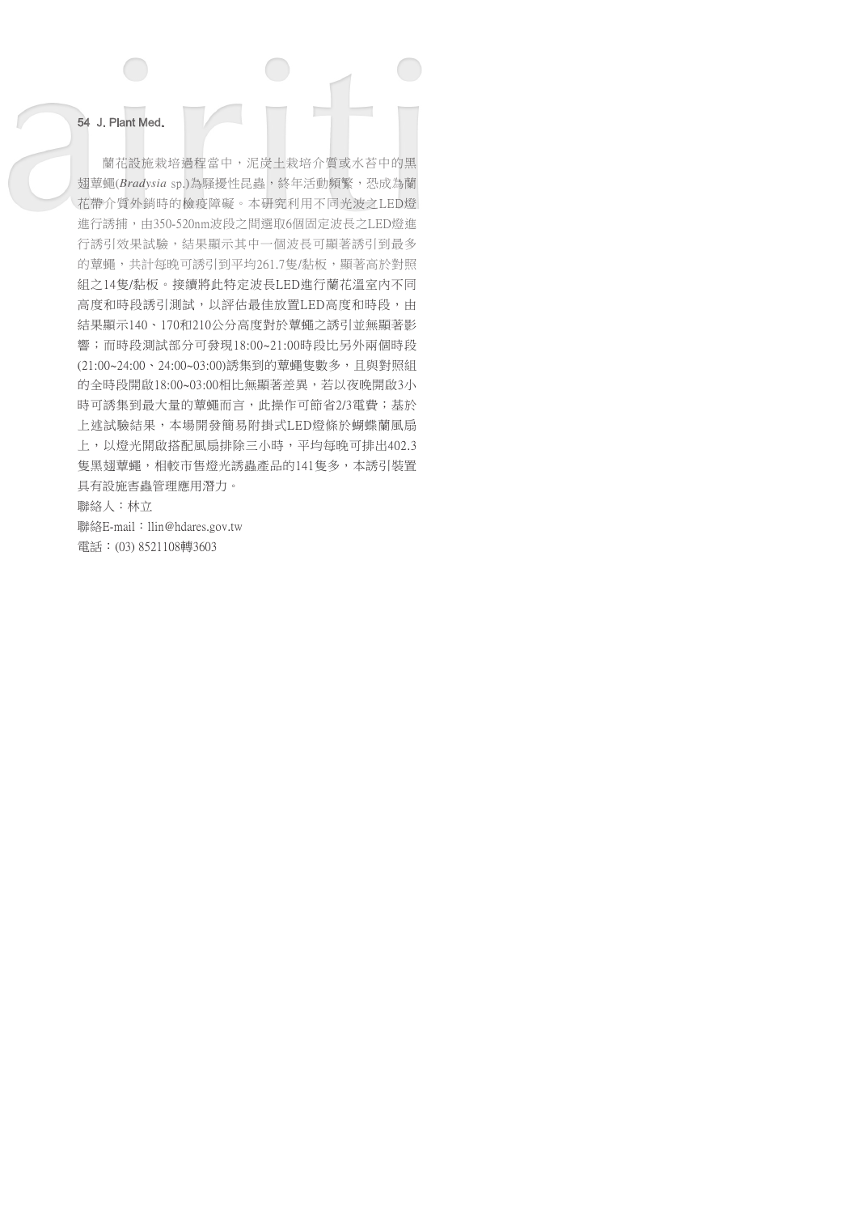蘭花設施栽培過程當中，泥炭土栽培介質或水苔中的黑翅蕈蠅(*Bradysia* sp.)為騷擾性昆蟲，終年活動頻繁，恐成為蘭花帶介質外銷時的檢疫障礙。本研究利用不同光波之LED燈進行誘捕，由350-520nm波段之間選取6個固定波長之LED燈進行誘引效果試驗，結果顯示其中一個波長可顯著誘引到最多的蕈蠅，共計每晚可誘引到平均261.7隻/黏板，顯著高於對照組之14隻/黏板。接續將此特定波長LED進行蘭花溫室內不同高度和時段誘引測試，以評估最佳放置LED高度和時段，由結果顯示140、170和210公分高度對於蕈蠅之誘引並無顯著影響；而時段測試部分可發現18:00~21:00時段比另外兩個時段(21:00~24:00、24:00~03:00)誘集到的蕈蠅隻數多，且與對照組的全時段開啟18:00~03:00相比無顯著差異，若以夜晚開啟3小時可誘集到最大量的蕈蠅而言，此操作可節省2/3電費；基於上述試驗結果，本場開發簡易附掛式LED燈條於蝴蝶蘭風扇上，以燈光開啟搭配風扇排除三小時，平均每晚可排出402.3隻黑翅蕈蠅，相較市售燈光誘蟲產品的141隻多，本誘引裝置具有設施害蟲管理應用潛力。

聯絡人：林立

聯絡E-mail：llin@hdares.gov.tw

電話：(03) 8521108轉3603